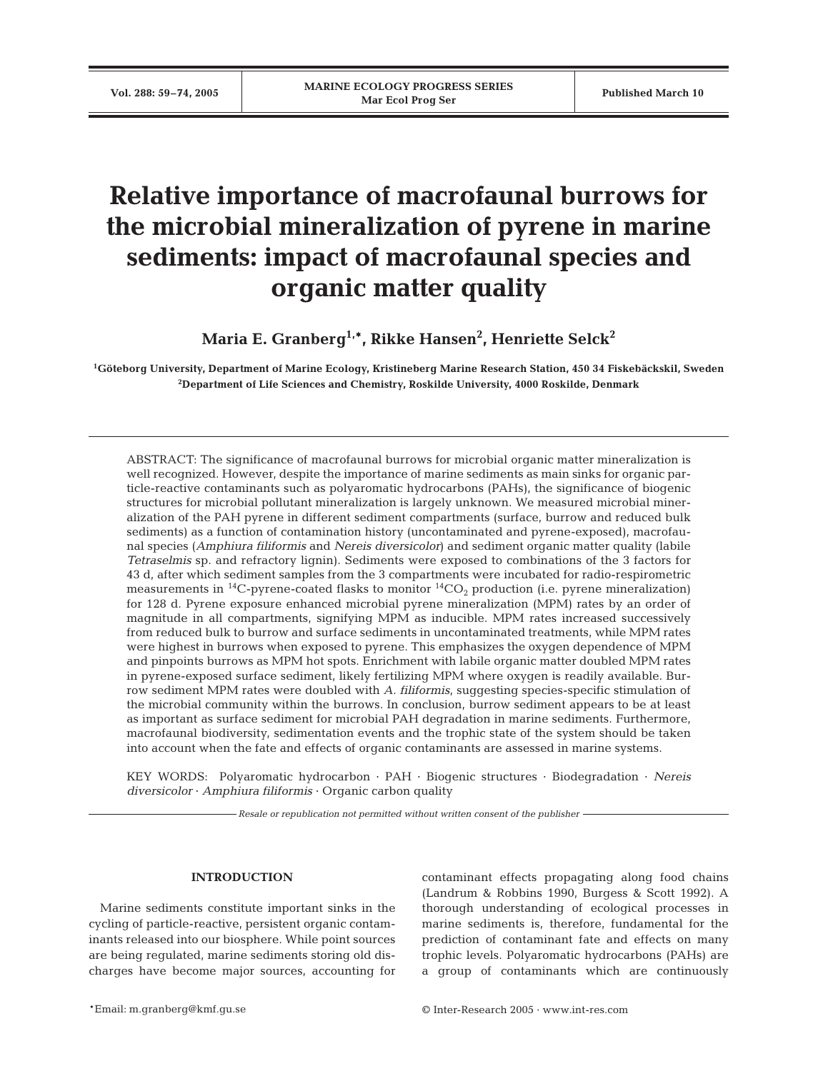# Relative importance of macrofaunal burrows for the microbial mineralization of pyrene in marine sediments: impact of macrofaunal species and organic matter quality

**Maria E. Granberg[1,*], Rikke Hansen[2], Henriette Selck[2]**

[1]Göteborg University, Department of Marine Ecology, Kristineberg Marine Research Station, 450 34 Fiskebäckskil, Sweden
[2]Department of Life Sciences and Chemistry, Roskilde University, 4000 Roskilde, Denmark

ABSTRACT: The significance of macrofaunal burrows for microbial organic matter mineralization is well recognized. However, despite the importance of marine sediments as main sinks for organic particle-reactive contaminants such as polyaromatic hydrocarbons (PAHs), the significance of biogenic structures for microbial pollutant mineralization is largely unknown. We measured microbial mineralization of the PAH pyrene in different sediment compartments (surface, burrow and reduced bulk sediments) as a function of contamination history (uncontaminated and pyrene-exposed), macrofaunal species (*Amphiura filiformis* and *Nereis diversicolor*) and sediment organic matter quality (labile *Tetraselmis* sp. and refractory lignin). Sediments were exposed to combinations of the 3 factors for 43 d, after which sediment samples from the 3 compartments were incubated for radio-respirometric measurements in $^{14}C$-pyrene-coated flasks to monitor $^{14}CO_2$ production (i.e. pyrene mineralization) for 128 d. Pyrene exposure enhanced microbial pyrene mineralization (MPM) rates by an order of magnitude in all compartments, signifying MPM as inducible. MPM rates increased successively from reduced bulk to burrow and surface sediments in uncontaminated treatments, while MPM rates were highest in burrows when exposed to pyrene. This emphasizes the oxygen dependence of MPM and pinpoints burrows as MPM hot spots. Enrichment with labile organic matter doubled MPM rates in pyrene-exposed surface sediment, likely fertilizing MPM where oxygen is readily available. Burrow sediment MPM rates were doubled with *A. filiformis*, suggesting species-specific stimulation of the microbial community within the burrows. In conclusion, burrow sediment appears to be at least as important as surface sediment for microbial PAH degradation in marine sediments. Furthermore, macrofaunal biodiversity, sedimentation events and the trophic state of the system should be taken into account when the fate and effects of organic contaminants are assessed in marine systems.

KEY WORDS: Polyaromatic hydrocarbon · PAH · Biogenic structures · Biodegradation · *Nereis diversicolor* · *Amphiura filiformis* · Organic carbon quality

*Resale or republication not permitted without written consent of the publisher*

## INTRODUCTION

Marine sediments constitute important sinks in the cycling of particle-reactive, persistent organic contaminants released into our biosphere. While point sources are being regulated, marine sediments storing old discharges have become major sources, accounting for contaminant effects propagating along food chains (Landrum & Robbins 1990, Burgess & Scott 1992). A thorough understanding of ecological processes in marine sediments is, therefore, fundamental for the prediction of contaminant fate and effects on many trophic levels. Polyaromatic hydrocarbons (PAHs) are a group of contaminants which are continuously

*Email: m.granberg@kmf.gu.se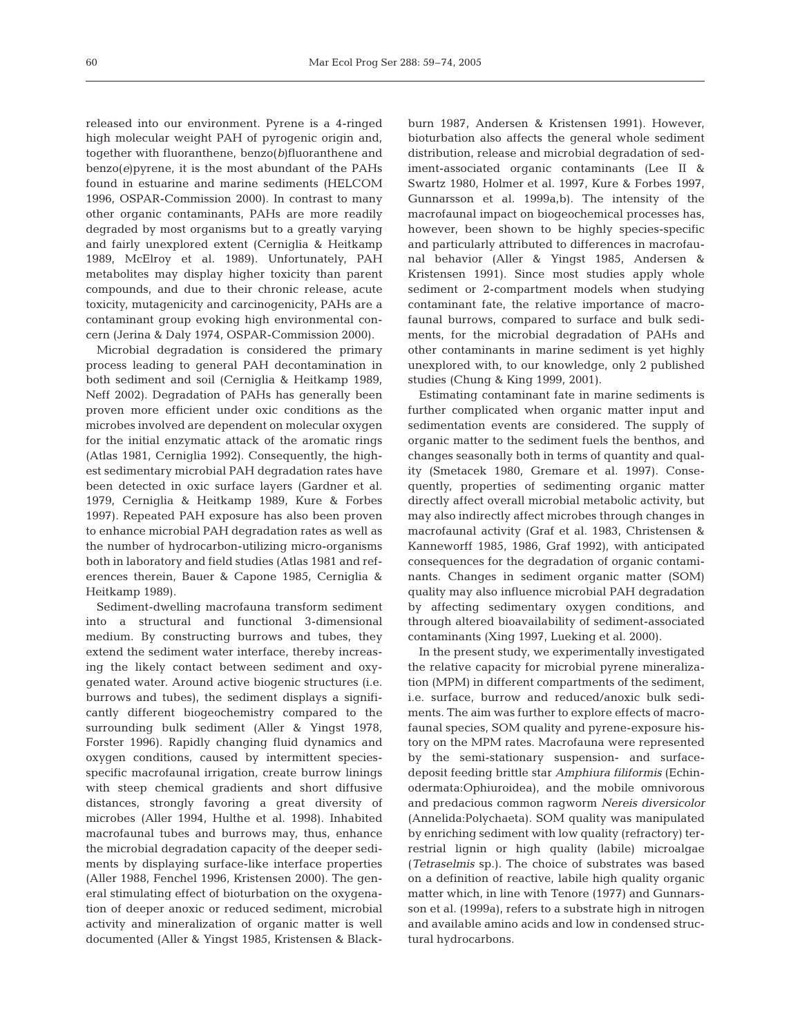released into our environment. Pyrene is a 4-ringed high molecular weight PAH of pyrogenic origin and, together with fluoranthene, benzo(*b*)fluoranthene and benzo(*e*)pyrene, it is the most abundant of the PAHs found in estuarine and marine sediments (HELCOM 1996, OSPAR-Commission 2000). In contrast to many other organic contaminants, PAHs are more readily degraded by most organisms but to a greatly varying and fairly unexplored extent (Cerniglia & Heitkamp 1989, McElroy et al. 1989). Unfortunately, PAH metabolites may display higher toxicity than parent compounds, and due to their chronic release, acute toxicity, mutagenicity and carcinogenicity, PAHs are a contaminant group evoking high environmental concern (Jerina & Daly 1974, OSPAR-Commission 2000).

Microbial degradation is considered the primary process leading to general PAH decontamination in both sediment and soil (Cerniglia & Heitkamp 1989, Neff 2002). Degradation of PAHs has generally been proven more efficient under oxic conditions as the microbes involved are dependent on molecular oxygen for the initial enzymatic attack of the aromatic rings (Atlas 1981, Cerniglia 1992). Consequently, the highest sedimentary microbial PAH degradation rates have been detected in oxic surface layers (Gardner et al. 1979, Cerniglia & Heitkamp 1989, Kure & Forbes 1997). Repeated PAH exposure has also been proven to enhance microbial PAH degradation rates as well as the number of hydrocarbon-utilizing micro-organisms both in laboratory and field studies (Atlas 1981 and references therein, Bauer & Capone 1985, Cerniglia & Heitkamp 1989).

Sediment-dwelling macrofauna transform sediment into a structural and functional 3-dimensional medium. By constructing burrows and tubes, they extend the sediment water interface, thereby increasing the likely contact between sediment and oxygenated water. Around active biogenic structures (i.e. burrows and tubes), the sediment displays a significantly different biogeochemistry compared to the surrounding bulk sediment (Aller & Yingst 1978, Forster 1996). Rapidly changing fluid dynamics and oxygen conditions, caused by intermittent species-specific macrofaunal irrigation, create burrow linings with steep chemical gradients and short diffusive distances, strongly favoring a great diversity of microbes (Aller 1994, Hulthe et al. 1998). Inhabited macrofaunal tubes and burrows may, thus, enhance the microbial degradation capacity of the deeper sediments by displaying surface-like interface properties (Aller 1988, Fenchel 1996, Kristensen 2000). The general stimulating effect of bioturbation on the oxygenation of deeper anoxic or reduced sediment, microbial activity and mineralization of organic matter is well documented (Aller & Yingst 1985, Kristensen & Blackburn 1987, Andersen & Kristensen 1991). However, bioturbation also affects the general whole sediment distribution, release and microbial degradation of sediment-associated organic contaminants (Lee II & Swartz 1980, Holmer et al. 1997, Kure & Forbes 1997, Gunnarsson et al. 1999a,b). The intensity of the macrofaunal impact on biogeochemical processes has, however, been shown to be highly species-specific and particularly attributed to differences in macrofaunal behavior (Aller & Yingst 1985, Andersen & Kristensen 1991). Since most studies apply whole sediment or 2-compartment models when studying contaminant fate, the relative importance of macrofaunal burrows, compared to surface and bulk sediments, for the microbial degradation of PAHs and other contaminants in marine sediment is yet highly unexplored with, to our knowledge, only 2 published studies (Chung & King 1999, 2001).

Estimating contaminant fate in marine sediments is further complicated when organic matter input and sedimentation events are considered. The supply of organic matter to the sediment fuels the benthos, and changes seasonally both in terms of quantity and quality (Smetacek 1980, Gremare et al. 1997). Consequently, properties of sedimenting organic matter directly affect overall microbial metabolic activity, but may also indirectly affect microbes through changes in macrofaunal activity (Graf et al. 1983, Christensen & Kanneworff 1985, 1986, Graf 1992), with anticipated consequences for the degradation of organic contaminants. Changes in sediment organic matter (SOM) quality may also influence microbial PAH degradation by affecting sedimentary oxygen conditions, and through altered bioavailability of sediment-associated contaminants (Xing 1997, Lueking et al. 2000).

In the present study, we experimentally investigated the relative capacity for microbial pyrene mineralization (MPM) in different compartments of the sediment, i.e. surface, burrow and reduced/anoxic bulk sediments. The aim was further to explore effects of macrofaunal species, SOM quality and pyrene-exposure history on the MPM rates. Macrofauna were represented by the semi-stationary suspension- and surface-deposit feeding brittle star *Amphiura filiformis* (Echinodermata:Ophiuroidea), and the mobile omnivorous and predacious common ragworm *Nereis diversicolor* (Annelida:Polychaeta). SOM quality was manipulated by enriching sediment with low quality (refractory) terrestrial lignin or high quality (labile) microalgae (*Tetraselmis* sp.). The choice of substrates was based on a definition of reactive, labile high quality organic matter which, in line with Tenore (1977) and Gunnarsson et al. (1999a), refers to a substrate high in nitrogen and available amino acids and low in condensed structural hydrocarbons.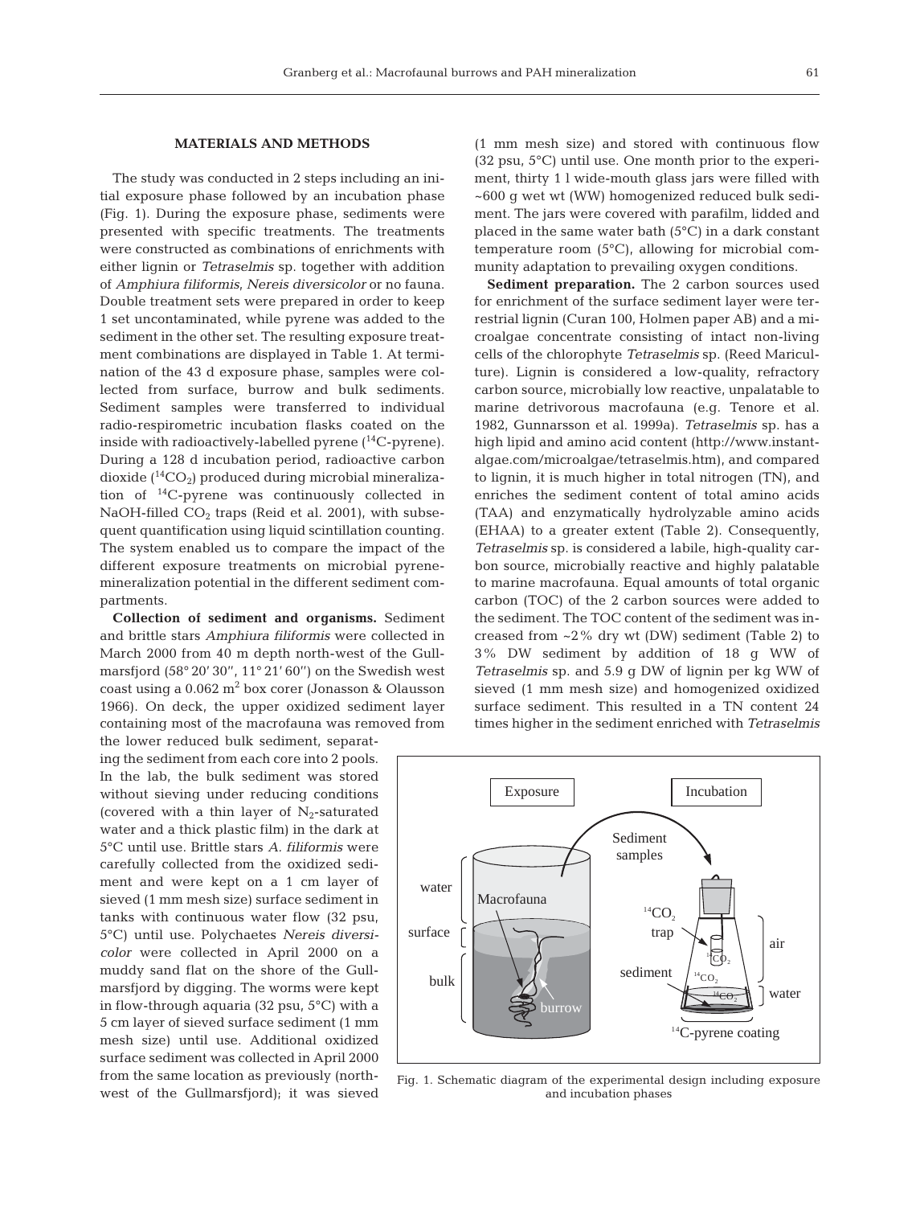## MATERIALS AND METHODS

The study was conducted in 2 steps including an initial exposure phase followed by an incubation phase (Fig. 1). During the exposure phase, sediments were presented with specific treatments. The treatments were constructed as combinations of enrichments with either lignin or *Tetraselmis* sp. together with addition of *Amphiura filiformis*, *Nereis diversicolor* or no fauna. Double treatment sets were prepared in order to keep 1 set uncontaminated, while pyrene was added to the sediment in the other set. The resulting exposure treatment combinations are displayed in Table 1. At termination of the 43 d exposure phase, samples were collected from surface, burrow and bulk sediments. Sediment samples were transferred to individual radio-respirometric incubation flasks coated on the inside with radioactively-labelled pyrene ($^{14}$C-pyrene). During a 128 d incubation period, radioactive carbon dioxide ($^{14}CO_2$) produced during microbial mineralization of $^{14}$C-pyrene was continuously collected in NaOH-filled $CO_2$ traps (Reid et al. 2001), with subsequent quantification using liquid scintillation counting. The system enabled us to compare the impact of the different exposure treatments on microbial pyrene-mineralization potential in the different sediment compartments.

**Collection of sediment and organisms.** Sediment and brittle stars *Amphiura filiformis* were collected in March 2000 from 40 m depth north-west of the Gullmarsfjord (58° 20′ 30″, 11° 21′ 60″) on the Swedish west coast using a 0.062 m$^2$ box corer (Jonasson & Olausson 1966). On deck, the upper oxidized sediment layer containing most of the macrofauna was removed from the lower reduced bulk sediment, separating the sediment from each core into 2 pools. In the lab, the bulk sediment was stored without sieving under reducing conditions (covered with a thin layer of $N_2$-saturated water and a thick plastic film) in the dark at 5°C until use. Brittle stars *A. filiformis* were carefully collected from the oxidized sediment and were kept on a 1 cm layer of sieved (1 mm mesh size) surface sediment in tanks with continuous water flow (32 psu, 5°C) until use. Polychaetes *Nereis diversicolor* were collected in April 2000 on a muddy sand flat on the shore of the Gullmarsfjord by digging. The worms were kept in flow-through aquaria (32 psu, 5°C) with a 5 cm layer of sieved surface sediment (1 mm mesh size) until use. Additional oxidized surface sediment was collected in April 2000 from the same location as previously (north-west of the Gullmarsfjord); it was sieved (1 mm mesh size) and stored with continuous flow (32 psu, 5°C) until use. One month prior to the experiment, thirty 1 l wide-mouth glass jars were filled with ~600 g wet wt (WW) homogenized reduced bulk sediment. The jars were covered with parafilm, lidded and placed in the same water bath (5°C) in a dark constant temperature room (5°C), allowing for microbial community adaptation to prevailing oxygen conditions.

**Sediment preparation.** The 2 carbon sources used for enrichment of the surface sediment layer were terrestrial lignin (Curan 100, Holmen paper AB) and a microalgae concentrate consisting of intact non-living cells of the chlorophyte *Tetraselmis* sp. (Reed Mariculture). Lignin is considered a low-quality, refractory carbon source, microbially low reactive, unpalatable to marine detrivorous macrofauna (e.g. Tenore et al. 1982, Gunnarsson et al. 1999a). *Tetraselmis* sp. has a high lipid and amino acid content (http://www.instant-algae.com/microalgae/tetraselmis.htm), and compared to lignin, it is much higher in total nitrogen (TN), and enriches the sediment content of total amino acids (TAA) and enzymatically hydrolyzable amino acids (EHAA) to a greater extent (Table 2). Consequently, *Tetraselmis* sp. is considered a labile, high-quality carbon source, microbially reactive and highly palatable to marine macrofauna. Equal amounts of total organic carbon (TOC) of the 2 carbon sources were added to the sediment. The TOC content of the sediment was increased from ~2% dry wt (DW) sediment (Table 2) to 3% DW sediment by addition of 18 g WW of *Tetraselmis* sp. and 5.9 g DW of lignin per kg WW of sieved (1 mm mesh size) and homogenized oxidized surface sediment. This resulted in a TN content 24 times higher in the sediment enriched with *Tetraselmis*

Fig. 1. Schematic diagram of the experimental design including exposure and incubation phases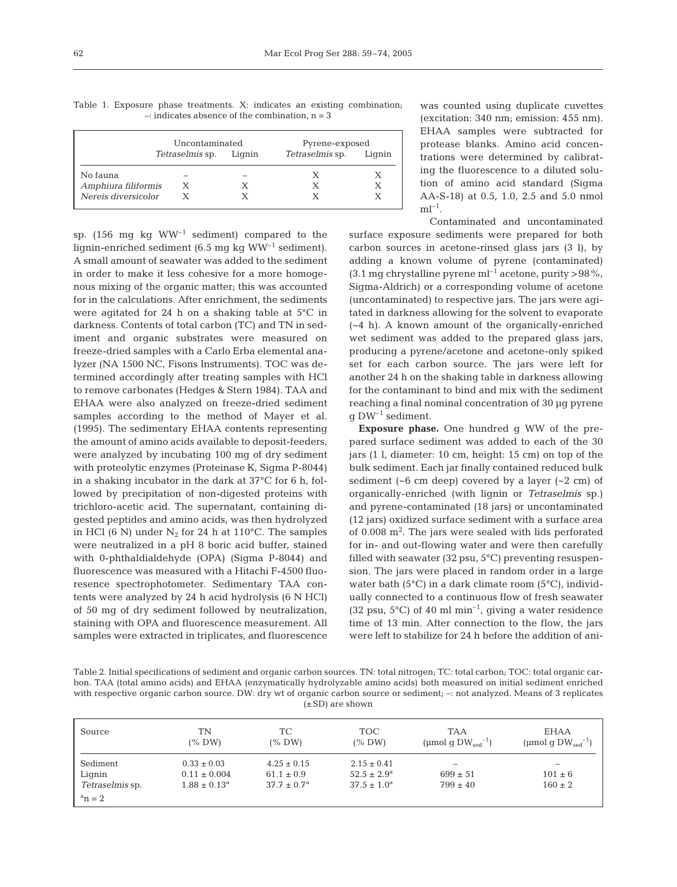Table 1. Exposure phase treatments. X: indicates an existing combination; –: indicates absence of the combination, n = 3

| | Uncontaminated | | Pyrene-exposed | |
|---|---|---|---|---|
| | *Tetraselmis* sp. | Lignin | *Tetraselmis* sp. | Lignin |
| No fauna | – | – | X | X |
| *Amphiura filiformis* | X | X | X | X |
| *Nereis diversicolor* | X | X | X | X |

sp. (156 mg kg $WW^{-1}$ sediment) compared to the lignin-enriched sediment (6.5 mg kg $WW^{-1}$ sediment). A small amount of seawater was added to the sediment in order to make it less cohesive for a more homogenous mixing of the organic matter; this was accounted for in the calculations. After enrichment, the sediments were agitated for 24 h on a shaking table at 5°C in darkness. Contents of total carbon (TC) and TN in sediment and organic substrates were measured on freeze-dried samples with a Carlo Erba elemental analyzer (NA 1500 NC, Fisons Instruments). TOC was determined accordingly after treating samples with HCl to remove carbonates (Hedges & Stern 1984). TAA and EHAA were also analyzed on freeze-dried sediment samples according to the method of Mayer et al. (1995). The sedimentary EHAA contents representing the amount of amino acids available to deposit-feeders, were analyzed by incubating 100 mg of dry sediment with proteolytic enzymes (Proteinase K, Sigma P-8044) in a shaking incubator in the dark at 37°C for 6 h, followed by precipitation of non-digested proteins with trichloro-acetic acid. The supernatant, containing digested peptides and amino acids, was then hydrolyzed in HCl (6 N) under $N_2$ for 24 h at 110°C. The samples were neutralized in a pH 8 boric acid buffer, stained with 0-phthaldialdehyde (OPA) (Sigma P-8044) and fluorescence was measured with a Hitachi F-4500 fluoresence spectrophotometer. Sedimentary TAA contents were analyzed by 24 h acid hydrolysis (6 N HCl) of 50 mg of dry sediment followed by neutralization, staining with OPA and fluorescence measurement. All samples were extracted in triplicates, and fluorescence was counted using duplicate cuvettes (excitation: 340 nm; emission: 455 nm). EHAA samples were subtracted for protease blanks. Amino acid concentrations were determined by calibrating the fluorescence to a diluted solution of amino acid standard (Sigma AA-S-18) at 0.5, 1.0, 2.5 and 5.0 nmol $ml^{-1}$.

Contaminated and uncontaminated surface exposure sediments were prepared for both carbon sources in acetone-rinsed glass jars (3 l), by adding a known volume of pyrene (contaminated) (3.1 mg chrystalline pyrene $ml^{-1}$ acetone, purity >98%, Sigma-Aldrich) or a corresponding volume of acetone (uncontaminated) to respective jars. The jars were agitated in darkness allowing for the solvent to evaporate (~4 h). A known amount of the organically-enriched wet sediment was added to the prepared glass jars, producing a pyrene/acetone and acetone-only spiked set for each carbon source. The jars were left for another 24 h on the shaking table in darkness allowing for the contaminant to bind and mix with the sediment reaching a final nominal concentration of 30 µg pyrene g $DW^{-1}$ sediment.

**Exposure phase.** One hundred g WW of the prepared surface sediment was added to each of the 30 jars (1 l, diameter: 10 cm, height: 15 cm) on top of the bulk sediment. Each jar finally contained reduced bulk sediment (~6 cm deep) covered by a layer (~2 cm) of organically-enriched (with lignin or *Tetraselmis* sp.) and pyrene-contaminated (18 jars) or uncontaminated (12 jars) oxidized surface sediment with a surface area of 0.008 $m^2$. The jars were sealed with lids perforated for in- and out-flowing water and were then carefully filled with seawater (32 psu, 5°C) preventing resuspension. The jars were placed in random order in a large water bath (5°C) in a dark climate room (5°C), individually connected to a continuous flow of fresh seawater (32 psu, 5°C) of 40 ml $min^{-1}$, giving a water residence time of 13 min. After connection to the flow, the jars were left to stabilize for 24 h before the addition of ani-

Table 2. Initial specifications of sediment and organic carbon sources. TN: total nitrogen; TC: total carbon; TOC: total organic carbon. TAA (total amino acids) and EHAA (enzymatically hydrolyzable amino acids) both measured on initial sediment enriched with respective organic carbon source. DW: dry wt of organic carbon source or sediment; –: not analyzed. Means of 3 replicates (±SD) are shown

| Source | TN (% DW) | TC (% DW) | TOC (% DW) | TAA (µmol g $DW_{sed}^{-1}$) | EHAA (µmol g $DW_{sed}^{-1}$) |
|---|---|---|---|---|---|
| Sediment | 0.33 ± 0.03 | 4.25 ± 0.15 | 2.15 ± 0.41 | – | – |
| Lignin | 0.11 ± 0.004 | 61.1 ± 0.9 | 52.5 ± 2.9[a] | 699 ± 51 | 101 ± 6 |
| *Tetraselmis* sp. | 1.88 ± 0.13[a] | 37.7 ± 0.7[a] | 37.5 ± 1.0[a] | 799 ± 40 | 160 ± 2 |

[a]n = 2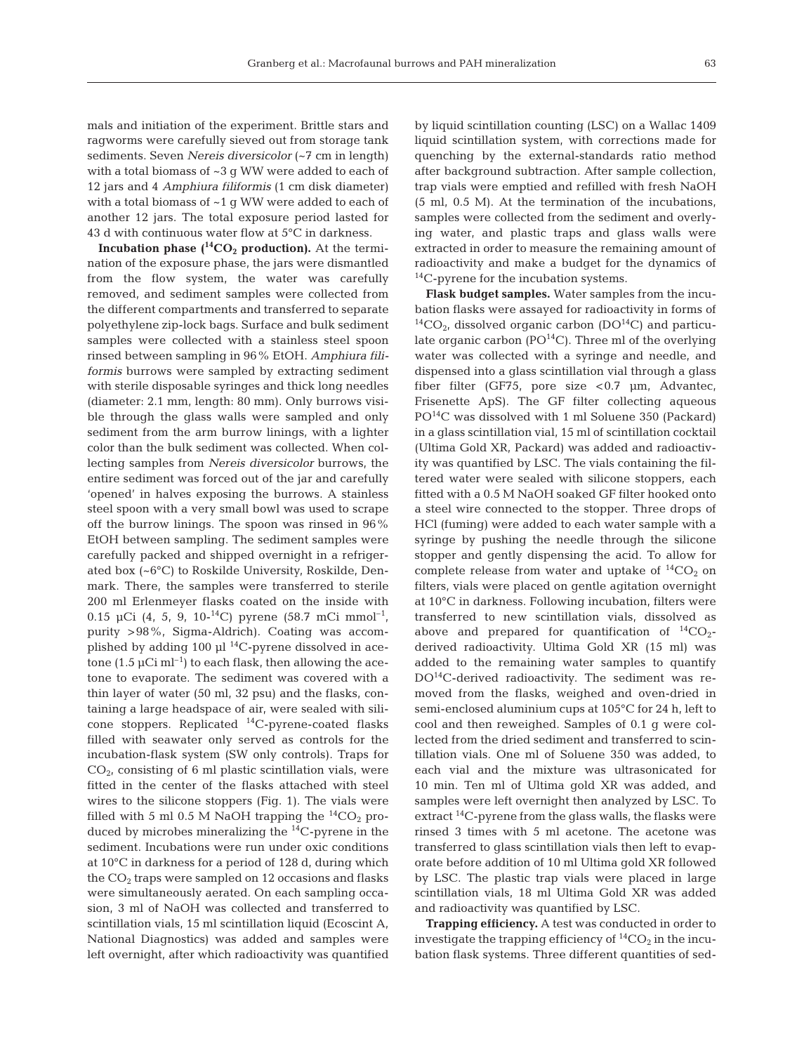mals and initiation of the experiment. Brittle stars and ragworms were carefully sieved out from storage tank sediments. Seven *Nereis diversicolor* (~7 cm in length) with a total biomass of ~3 g WW were added to each of 12 jars and 4 *Amphiura filiformis* (1 cm disk diameter) with a total biomass of ~1 g WW were added to each of another 12 jars. The total exposure period lasted for 43 d with continuous water flow at 5°C in darkness.

**Incubation phase ($^{14}CO_2$ production).** At the termination of the exposure phase, the jars were dismantled from the flow system, the water was carefully removed, and sediment samples were collected from the different compartments and transferred to separate polyethylene zip-lock bags. Surface and bulk sediment samples were collected with a stainless steel spoon rinsed between sampling in 96% EtOH. *Amphiura filiformis* burrows were sampled by extracting sediment with sterile disposable syringes and thick long needles (diameter: 2.1 mm, length: 80 mm). Only burrows visible through the glass walls were sampled and only sediment from the arm burrow linings, with a lighter color than the bulk sediment was collected. When collecting samples from *Nereis diversicolor* burrows, the entire sediment was forced out of the jar and carefully 'opened' in halves exposing the burrows. A stainless steel spoon with a very small bowl was used to scrape off the burrow linings. The spoon was rinsed in 96% EtOH between sampling. The sediment samples were carefully packed and shipped overnight in a refrigerated box (~6°C) to Roskilde University, Roskilde, Denmark. There, the samples were transferred to sterile 200 ml Erlenmeyer flasks coated on the inside with 0.15 µCi (4, 5, 9, 10-$^{14}$C) pyrene (58.7 mCi mmol$^{-1}$, purity >98%, Sigma-Aldrich). Coating was accomplished by adding 100 µl $^{14}$C-pyrene dissolved in acetone (1.5 µCi ml$^{-1}$) to each flask, then allowing the acetone to evaporate. The sediment was covered with a thin layer of water (50 ml, 32 psu) and the flasks, containing a large headspace of air, were sealed with silicone stoppers. Replicated $^{14}$C-pyrene-coated flasks filled with seawater only served as controls for the incubation-flask system (SW only controls). Traps for $CO_2$, consisting of 6 ml plastic scintillation vials, were fitted in the center of the flasks attached with steel wires to the silicone stoppers (Fig. 1). The vials were filled with 5 ml 0.5 M NaOH trapping the $^{14}CO_2$ produced by microbes mineralizing the $^{14}$C-pyrene in the sediment. Incubations were run under oxic conditions at 10°C in darkness for a period of 128 d, during which the $CO_2$ traps were sampled on 12 occasions and flasks were simultaneously aerated. On each sampling occasion, 3 ml of NaOH was collected and transferred to scintillation vials, 15 ml scintillation liquid (Ecoscint A, National Diagnostics) was added and samples were left overnight, after which radioactivity was quantified by liquid scintillation counting (LSC) on a Wallac 1409 liquid scintillation system, with corrections made for quenching by the external-standards ratio method after background subtraction. After sample collection, trap vials were emptied and refilled with fresh NaOH (5 ml, 0.5 M). At the termination of the incubations, samples were collected from the sediment and overlying water, and plastic traps and glass walls were extracted in order to measure the remaining amount of radioactivity and make a budget for the dynamics of $^{14}$C-pyrene for the incubation systems.

**Flask budget samples.** Water samples from the incubation flasks were assayed for radioactivity in forms of $^{14}CO_2$, dissolved organic carbon (DO$^{14}$C) and particulate organic carbon (PO$^{14}$C). Three ml of the overlying water was collected with a syringe and needle, and dispensed into a glass scintillation vial through a glass fiber filter (GF75, pore size <0.7 µm, Advantec, Frisenette ApS). The GF filter collecting aqueous PO$^{14}$C was dissolved with 1 ml Soluene 350 (Packard) in a glass scintillation vial, 15 ml of scintillation cocktail (Ultima Gold XR, Packard) was added and radioactivity was quantified by LSC. The vials containing the filtered water were sealed with silicone stoppers, each fitted with a 0.5 M NaOH soaked GF filter hooked onto a steel wire connected to the stopper. Three drops of HCl (fuming) were added to each water sample with a syringe by pushing the needle through the silicone stopper and gently dispensing the acid. To allow for complete release from water and uptake of $^{14}CO_2$ on filters, vials were placed on gentle agitation overnight at 10°C in darkness. Following incubation, filters were transferred to new scintillation vials, dissolved as above and prepared for quantification of $^{14}CO_2$-derived radioactivity. Ultima Gold XR (15 ml) was added to the remaining water samples to quantify DO$^{14}$C-derived radioactivity. The sediment was removed from the flasks, weighed and oven-dried in semi-enclosed aluminium cups at 105°C for 24 h, left to cool and then reweighed. Samples of 0.1 g were collected from the dried sediment and transferred to scintillation vials. One ml of Soluene 350 was added, to each vial and the mixture was ultrasonicated for 10 min. Ten ml of Ultima gold XR was added, and samples were left overnight then analyzed by LSC. To extract $^{14}$C-pyrene from the glass walls, the flasks were rinsed 3 times with 5 ml acetone. The acetone was transferred to glass scintillation vials then left to evaporate before addition of 10 ml Ultima gold XR followed by LSC. The plastic trap vials were placed in large scintillation vials, 18 ml Ultima Gold XR was added and radioactivity was quantified by LSC.

**Trapping efficiency.** A test was conducted in order to investigate the trapping efficiency of $^{14}CO_2$ in the incubation flask systems. Three different quantities of sed-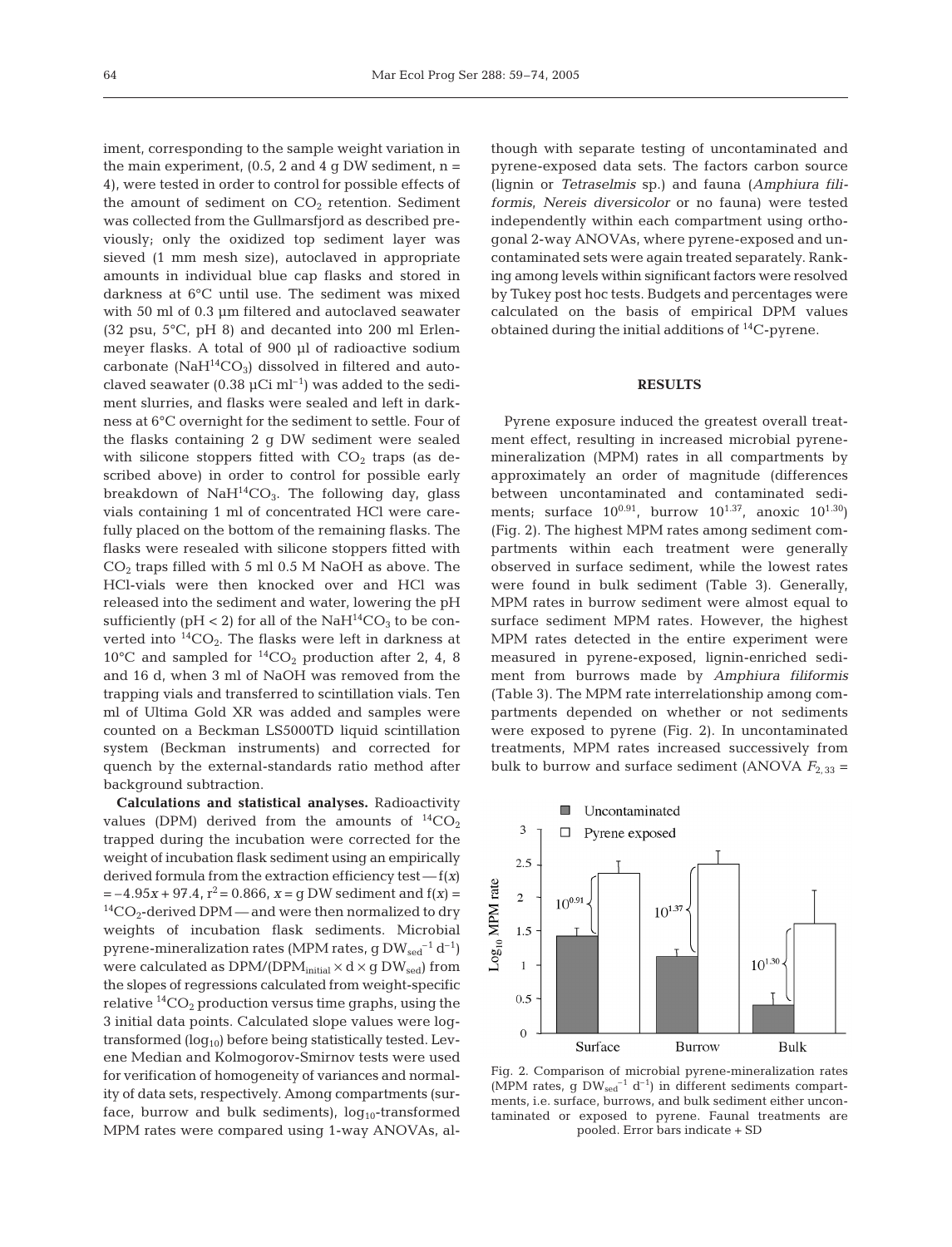iment, corresponding to the sample weight variation in the main experiment, (0.5, 2 and 4 g DW sediment, n = 4), were tested in order to control for possible effects of the amount of sediment on $CO_2$ retention. Sediment was collected from the Gullmarsfjord as described previously; only the oxidized top sediment layer was sieved (1 mm mesh size), autoclaved in appropriate amounts in individual blue cap flasks and stored in darkness at 6°C until use. The sediment was mixed with 50 ml of 0.3 µm filtered and autoclaved seawater (32 psu, 5°C, pH 8) and decanted into 200 ml Erlenmeyer flasks. A total of 900 µl of radioactive sodium carbonate ($NaH^{14}CO_3$) dissolved in filtered and autoclaved seawater (0.38 µCi $ml^{-1}$) was added to the sediment slurries, and flasks were sealed and left in darkness at 6°C overnight for the sediment to settle. Four of the flasks containing 2 g DW sediment were sealed with silicone stoppers fitted with $CO_2$ traps (as described above) in order to control for possible early breakdown of $NaH^{14}CO_3$. The following day, glass vials containing 1 ml of concentrated HCl were carefully placed on the bottom of the remaining flasks. The flasks were resealed with silicone stoppers fitted with $CO_2$ traps filled with 5 ml 0.5 M NaOH as above. The HCl-vials were then knocked over and HCl was released into the sediment and water, lowering the pH sufficiently (pH < 2) for all of the $NaH^{14}CO_3$ to be converted into $^{14}CO_2$. The flasks were left in darkness at 10°C and sampled for $^{14}CO_2$ production after 2, 4, 8 and 16 d, when 3 ml of NaOH was removed from the trapping vials and transferred to scintillation vials. Ten ml of Ultima Gold XR was added and samples were counted on a Beckman LS5000TD liquid scintillation system (Beckman instruments) and corrected for quench by the external-standards ratio method after background subtraction.

**Calculations and statistical analyses.** Radioactivity values (DPM) derived from the amounts of $^{14}CO_2$ trapped during the incubation were corrected for the weight of incubation flask sediment using an empirically derived formula from the extraction efficiency test — $f(x) = -4.95x + 97.4$, $r^2 = 0.866$, $x$ = g DW sediment and $f(x)$ = $^{14}CO_2$-derived DPM — and were then normalized to dry weights of incubation flask sediments. Microbial pyrene-mineralization rates (MPM rates, g $DW_{sed}^{-1}$ $d^{-1}$) were calculated as DPM/($DPM_{initial} \times d \times$ g $DW_{sed}$) from the slopes of regressions calculated from weight-specific relative $^{14}CO_2$ production versus time graphs, using the 3 initial data points. Calculated slope values were log-transformed ($\log_{10}$) before being statistically tested. Levene Median and Kolmogorov-Smirnov tests were used for verification of homogeneity of variances and normality of data sets, respectively. Among compartments (surface, burrow and bulk sediments), $\log_{10}$-transformed MPM rates were compared using 1-way ANOVAs, although with separate testing of uncontaminated and pyrene-exposed data sets. The factors carbon source (lignin or *Tetraselmis* sp.) and fauna (*Amphiura filiformis*, *Nereis diversicolor* or no fauna) were tested independently within each compartment using orthogonal 2-way ANOVAs, where pyrene-exposed and uncontaminated sets were again treated separately. Ranking among levels within significant factors were resolved by Tukey post hoc tests. Budgets and percentages were calculated on the basis of empirical DPM values obtained during the initial additions of $^{14}C$-pyrene.

## RESULTS

Pyrene exposure induced the greatest overall treatment effect, resulting in increased microbial pyrene-mineralization (MPM) rates in all compartments by approximately an order of magnitude (differences between uncontaminated and contaminated sediments; surface $10^{0.91}$, burrow $10^{1.37}$, anoxic $10^{1.30}$) (Fig. 2). The highest MPM rates among sediment compartments within each treatment were generally observed in surface sediment, while the lowest rates were found in bulk sediment (Table 3). Generally, MPM rates in burrow sediment were almost equal to surface sediment MPM rates. However, the highest MPM rates detected in the entire experiment were measured in pyrene-exposed, lignin-enriched sediment from burrows made by *Amphiura filiformis* (Table 3). The MPM rate interrelationship among compartments depended on whether or not sediments were exposed to pyrene (Fig. 2). In uncontaminated treatments, MPM rates increased successively from bulk to burrow and surface sediment (ANOVA $F_{2,33}$ =

Fig. 2. Comparison of microbial pyrene-mineralization rates (MPM rates, g $DW_{sed}^{-1}$ $d^{-1}$) in different sediments compartments, i.e. surface, burrows, and bulk sediment either uncontaminated or exposed to pyrene. Faunal treatments are pooled. Error bars indicate + SD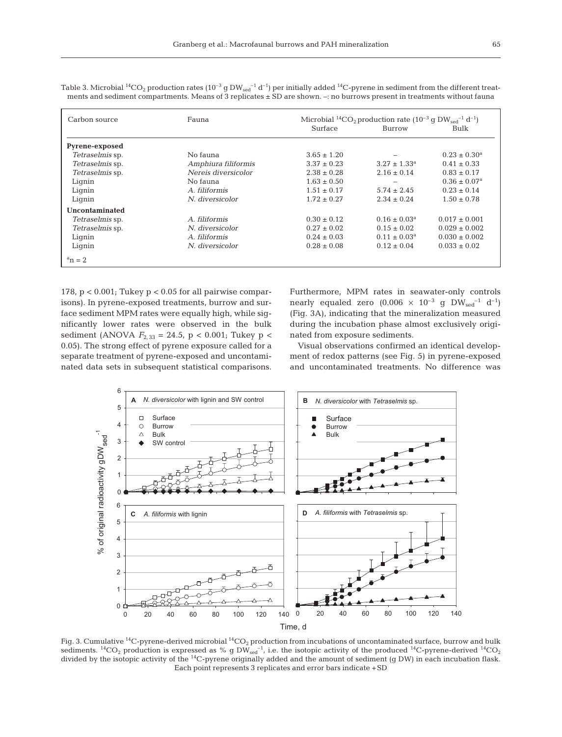Table 3. Microbial $^{14}CO_2$ production rates ($10^{-3}$ g $DW_{sed}^{-1}$ $d^{-1}$) per initially added $^{14}$C-pyrene in sediment from the different treatments and sediment compartments. Means of 3 replicates ± SD are shown. –: no burrows present in treatments without fauna

| Carbon source | Fauna | Microbial $^{14}CO_2$ production rate ($10^{-3}$ g $DW_{sed}^{-1}$ $d^{-1}$) Surface | Burrow | Bulk |
|---|---|---|---|---|
| **Pyrene-exposed** | | | | |
| *Tetraselmis* sp. | No fauna | 3.65 ± 1.20 | – | 0.23 ± 0.30[a] |
| *Tetraselmis* sp. | *Amphiura filiformis* | 3.37 ± 0.23 | 3.27 ± 1.33[a] | 0.41 ± 0.33 |
| *Tetraselmis* sp. | *Nereis diversicolor* | 2.38 ± 0.28 | 2.16 ± 0.14 | 0.83 ± 0.17 |
| Lignin | No fauna | 1.63 ± 0.50 | – | 0.36 ± 0.07[a] |
| Lignin | *A. filiformis* | 1.51 ± 0.17 | 5.74 ± 2.45 | 0.23 ± 0.14 |
| Lignin | *N. diversicolor* | 1.72 ± 0.27 | 2.34 ± 0.24 | 1.50 ± 0.78 |
| **Uncontaminated** | | | | |
| *Tetraselmis* sp. | *A. filiformis* | 0.30 ± 0.12 | 0.16 ± 0.03[a] | 0.017 ± 0.001 |
| *Tetraselmis* sp. | *N. diversicolor* | 0.27 ± 0.02 | 0.15 ± 0.02 | 0.029 ± 0.002 |
| Lignin | *A. filiformis* | 0.24 ± 0.03 | 0.11 ± 0.03[a] | 0.030 ± 0.002 |
| Lignin | *N. diversicolor* | 0.28 ± 0.08 | 0.12 ± 0.04 | 0.033 ± 0.02 |

[a]n = 2

178, $p < 0.001$; Tukey $p < 0.05$ for all pairwise comparisons). In pyrene-exposed treatments, burrow and surface sediment MPM rates were equally high, while significantly lower rates were observed in the bulk sediment (ANOVA $F_{2,33} = 24.5$, $p < 0.001$; Tukey $p < 0.05$). The strong effect of pyrene exposure called for a separate treatment of pyrene-exposed and uncontaminated data sets in subsequent statistical comparisons. Furthermore, MPM rates in seawater-only controls nearly equaled zero ($0.006 \times 10^{-3}$ g $DW_{sed}^{-1}$ $d^{-1}$) (Fig. 3A), indicating that the mineralization measured during the incubation phase almost exclusively originated from exposure sediments.

Visual observations confirmed an identical development of redox patterns (see Fig. 5) in pyrene-exposed and uncontaminated treatments. No difference was

Fig. 3. Cumulative $^{14}$C-pyrene-derived microbial $^{14}CO_2$ production from incubations of uncontaminated surface, burrow and bulk sediments. $^{14}CO_2$ production is expressed as % g $DW_{sed}^{-1}$, i.e. the isotopic activity of the produced $^{14}$C-pyrene-derived $^{14}CO_2$ divided by the isotopic activity of the $^{14}$C-pyrene originally added and the amount of sediment (g DW) in each incubation flask. Each point represents 3 replicates and error bars indicate +SD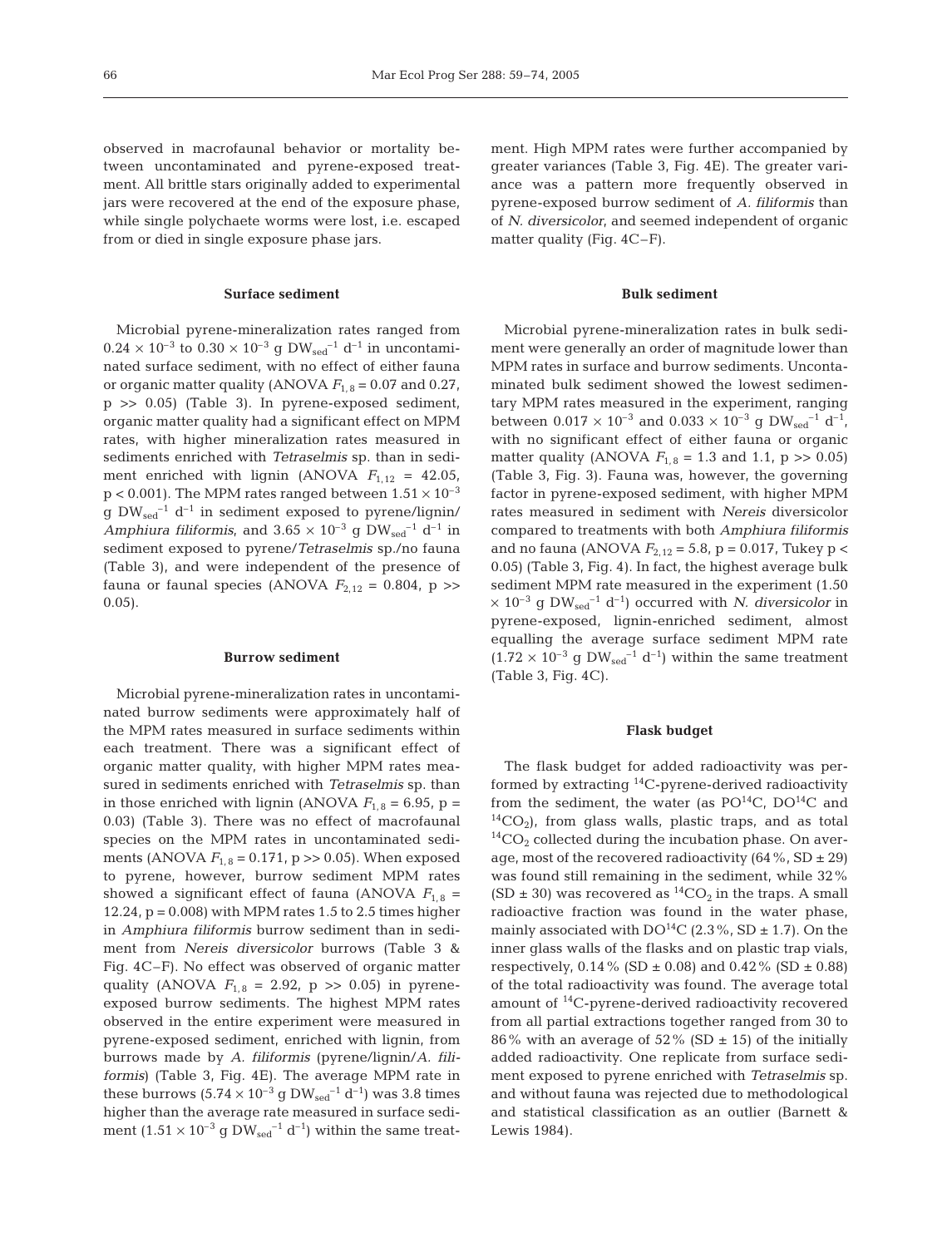observed in macrofaunal behavior or mortality between uncontaminated and pyrene-exposed treatment. All brittle stars originally added to experimental jars were recovered at the end of the exposure phase, while single polychaete worms were lost, i.e. escaped from or died in single exposure phase jars.

### Surface sediment

Microbial pyrene-mineralization rates ranged from $0.24 \times 10^{-3}$ to $0.30 \times 10^{-3}$ g $DW_{sed}^{-1}$ $d^{-1}$ in uncontaminated surface sediment, with no effect of either fauna or organic matter quality (ANOVA $F_{1,8} = 0.07$ and 0.27, $p >> 0.05$) (Table 3). In pyrene-exposed sediment, organic matter quality had a significant effect on MPM rates, with higher mineralization rates measured in sediments enriched with *Tetraselmis* sp. than in sediment enriched with lignin (ANOVA $F_{1,12} = 42.05$, $p < 0.001$). The MPM rates ranged between $1.51 \times 10^{-3}$ g $DW_{sed}^{-1}$ $d^{-1}$ in sediment exposed to pyrene/lignin/*Amphiura filiformis*, and $3.65 \times 10^{-3}$ g $DW_{sed}^{-1}$ $d^{-1}$ in sediment exposed to pyrene/*Tetraselmis* sp./no fauna (Table 3), and were independent of the presence of fauna or faunal species (ANOVA $F_{2,12} = 0.804$, $p >> 0.05$).

### Burrow sediment

Microbial pyrene-mineralization rates in uncontaminated burrow sediments were approximately half of the MPM rates measured in surface sediments within each treatment. There was a significant effect of organic matter quality, with higher MPM rates measured in sediments enriched with *Tetraselmis* sp. than in those enriched with lignin (ANOVA $F_{1,8} = 6.95$, $p = 0.03$) (Table 3). There was no effect of macrofaunal species on the MPM rates in uncontaminated sediments (ANOVA $F_{1,8} = 0.171$, $p >> 0.05$). When exposed to pyrene, however, burrow sediment MPM rates showed a significant effect of fauna (ANOVA $F_{1,8} = 12.24$, $p = 0.008$) with MPM rates 1.5 to 2.5 times higher in *Amphiura filiformis* burrow sediment than in sediment from *Nereis diversicolor* burrows (Table 3 & Fig. 4C–F). No effect was observed of organic matter quality (ANOVA $F_{1,8} = 2.92$, $p >> 0.05$) in pyrene-exposed burrow sediments. The highest MPM rates observed in the entire experiment were measured in pyrene-exposed sediment, enriched with lignin, from burrows made by *A. filiformis* (pyrene/lignin/*A. filiformis*) (Table 3, Fig. 4E). The average MPM rate in these burrows ($5.74 \times 10^{-3}$ g $DW_{sed}^{-1}$ $d^{-1}$) was 3.8 times higher than the average rate measured in surface sediment ($1.51 \times 10^{-3}$ g $DW_{sed}^{-1}$ $d^{-1}$) within the same treatment. High MPM rates were further accompanied by greater variances (Table 3, Fig. 4E). The greater variance was a pattern more frequently observed in pyrene-exposed burrow sediment of *A. filiformis* than of *N. diversicolor*, and seemed independent of organic matter quality (Fig. 4C–F).

### Bulk sediment

Microbial pyrene-mineralization rates in bulk sediment were generally an order of magnitude lower than MPM rates in surface and burrow sediments. Uncontaminated bulk sediment showed the lowest sedimentary MPM rates measured in the experiment, ranging between $0.017 \times 10^{-3}$ and $0.033 \times 10^{-3}$ g $DW_{sed}^{-1}$ $d^{-1}$, with no significant effect of either fauna or organic matter quality (ANOVA $F_{1,8} = 1.3$ and 1.1, $p >> 0.05$) (Table 3, Fig. 3). Fauna was, however, the governing factor in pyrene-exposed sediment, with higher MPM rates measured in sediment with *Nereis* diversicolor compared to treatments with both *Amphiura filiformis* and no fauna (ANOVA $F_{2,12} = 5.8$, $p = 0.017$, Tukey $p < 0.05$) (Table 3, Fig. 4). In fact, the highest average bulk sediment MPM rate measured in the experiment ($1.50 \times 10^{-3}$ g $DW_{sed}^{-1}$ $d^{-1}$) occurred with *N. diversicolor* in pyrene-exposed, lignin-enriched sediment, almost equalling the average surface sediment MPM rate ($1.72 \times 10^{-3}$ g $DW_{sed}^{-1}$ $d^{-1}$) within the same treatment (Table 3, Fig. 4C).

### Flask budget

The flask budget for added radioactivity was performed by extracting $^{14}C$-pyrene-derived radioactivity from the sediment, the water (as $PO^{14}C$, $DO^{14}C$ and $^{14}CO_2$), from glass walls, plastic traps, and as total $^{14}CO_2$ collected during the incubation phase. On average, most of the recovered radioactivity (64%, SD ± 29) was found still remaining in the sediment, while 32% (SD ± 30) was recovered as $^{14}CO_2$ in the traps. A small radioactive fraction was found in the water phase, mainly associated with $DO^{14}C$ (2.3%, SD ± 1.7). On the inner glass walls of the flasks and on plastic trap vials, respectively, 0.14% (SD ± 0.08) and 0.42% (SD ± 0.88) of the total radioactivity was found. The average total amount of $^{14}C$-pyrene-derived radioactivity recovered from all partial extractions together ranged from 30 to 86% with an average of 52% (SD ± 15) of the initially added radioactivity. One replicate from surface sediment exposed to pyrene enriched with *Tetraselmis* sp. and without fauna was rejected due to methodological and statistical classification as an outlier (Barnett & Lewis 1984).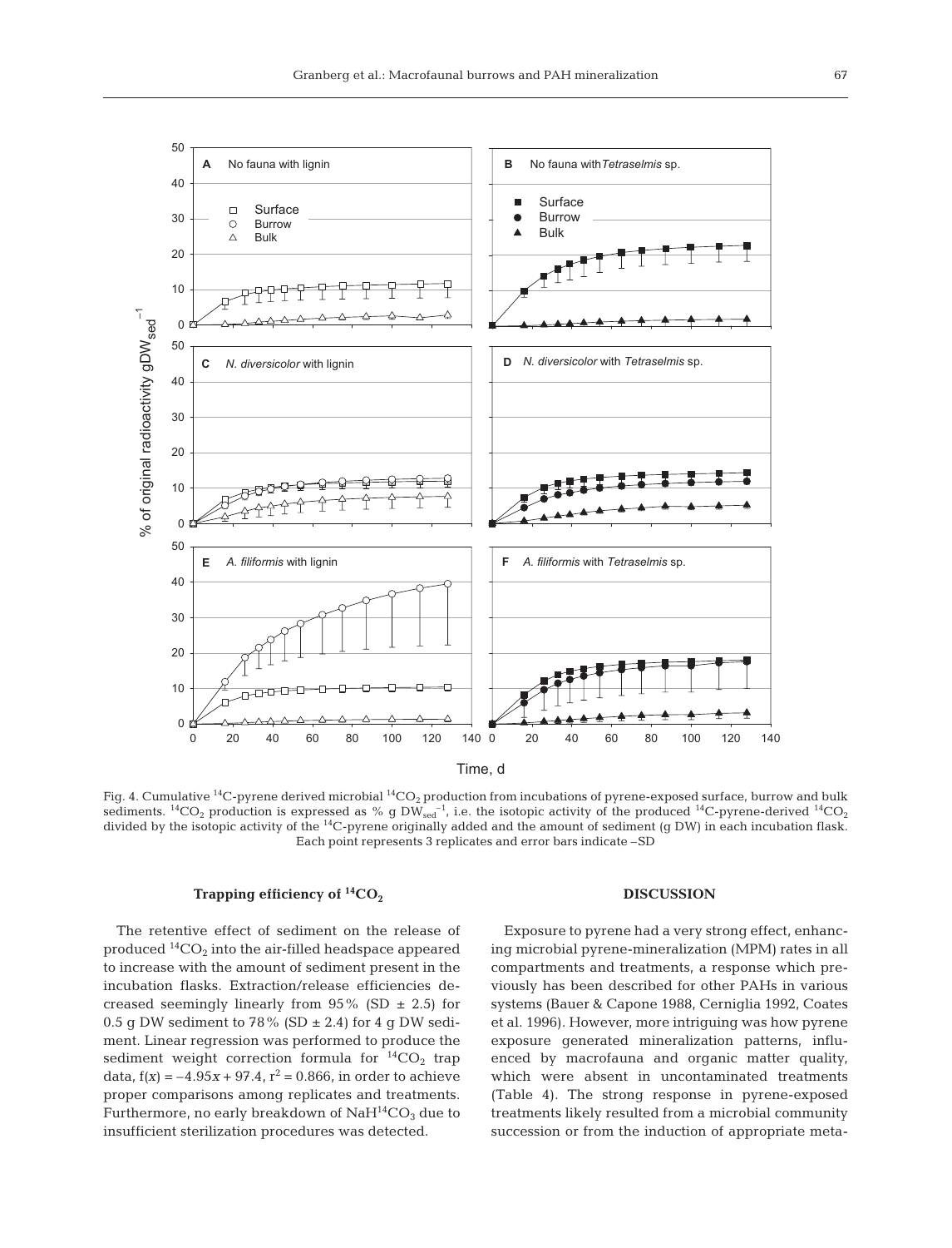Fig. 4. Cumulative $^{14}C$-pyrene derived microbial $^{14}CO_2$ production from incubations of pyrene-exposed surface, burrow and bulk sediments. $^{14}CO_2$ production is expressed as % g $DW_{sed}^{-1}$, i.e. the isotopic activity of the produced $^{14}C$-pyrene-derived $^{14}CO_2$ divided by the isotopic activity of the $^{14}C$-pyrene originally added and the amount of sediment (g DW) in each incubation flask. Each point represents 3 replicates and error bars indicate –SD

### Trapping efficiency of $^{14}CO_2$

The retentive effect of sediment on the release of produced $^{14}CO_2$ into the air-filled headspace appeared to increase with the amount of sediment present in the incubation flasks. Extraction/release efficiencies decreased seemingly linearly from 95% (SD ± 2.5) for 0.5 g DW sediment to 78% (SD ± 2.4) for 4 g DW sediment. Linear regression was performed to produce the sediment weight correction formula for $^{14}CO_2$ trap data, $f(x) = -4.95x + 97.4$, $r^2 = 0.866$, in order to achieve proper comparisons among replicates and treatments. Furthermore, no early breakdown of $NaH^{14}CO_3$ due to insufficient sterilization procedures was detected.

## DISCUSSION

Exposure to pyrene had a very strong effect, enhancing microbial pyrene-mineralization (MPM) rates in all compartments and treatments, a response which previously has been described for other PAHs in various systems (Bauer & Capone 1988, Cerniglia 1992, Coates et al. 1996). However, more intriguing was how pyrene exposure generated mineralization patterns, influenced by macrofauna and organic matter quality, which were absent in uncontaminated treatments (Table 4). The strong response in pyrene-exposed treatments likely resulted from a microbial community succession or from the induction of appropriate meta-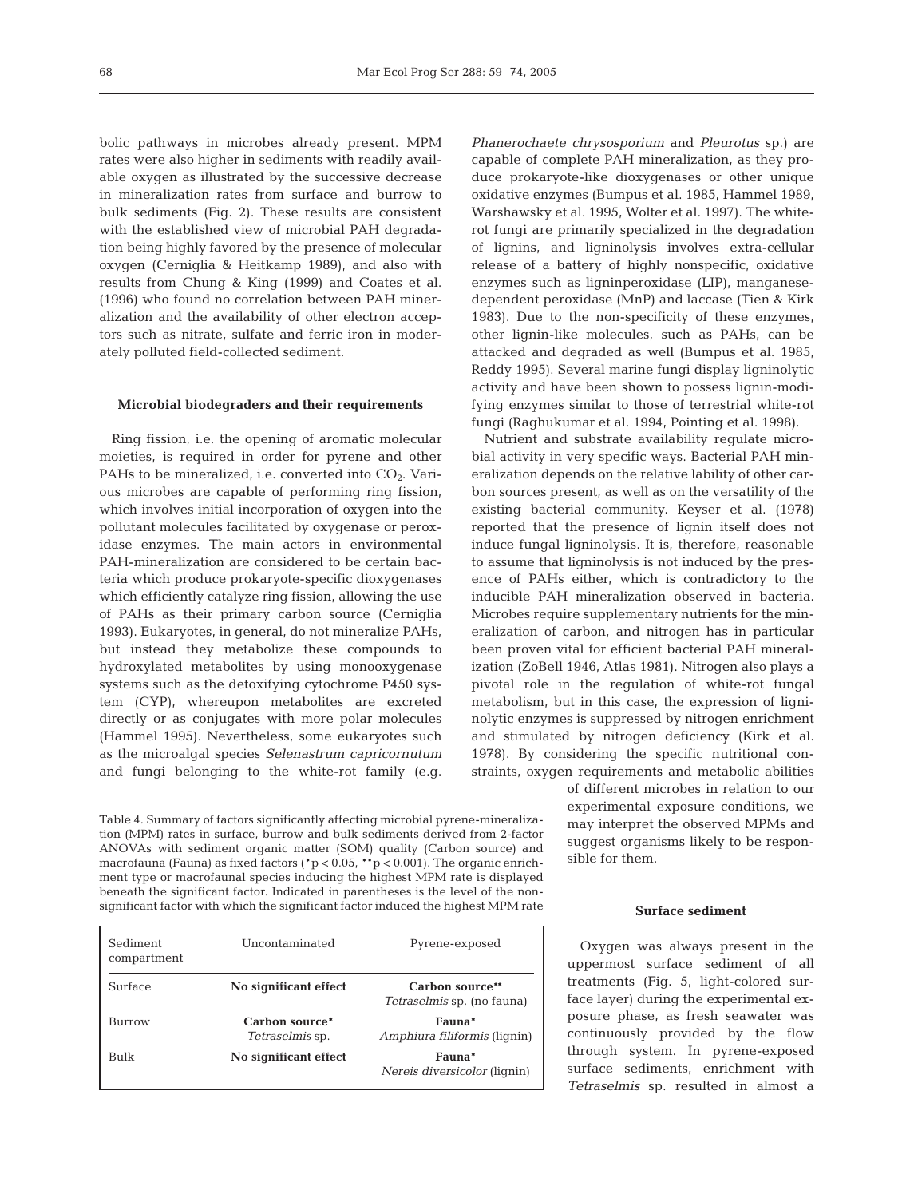bolic pathways in microbes already present. MPM rates were also higher in sediments with readily available oxygen as illustrated by the successive decrease in mineralization rates from surface and burrow to bulk sediments (Fig. 2). These results are consistent with the established view of microbial PAH degradation being highly favored by the presence of molecular oxygen (Cerniglia & Heitkamp 1989), and also with results from Chung & King (1999) and Coates et al. (1996) who found no correlation between PAH mineralization and the availability of other electron acceptors such as nitrate, sulfate and ferric iron in moderately polluted field-collected sediment.

### Microbial biodegraders and their requirements

Ring fission, i.e. the opening of aromatic molecular moieties, is required in order for pyrene and other PAHs to be mineralized, i.e. converted into $CO_2$. Various microbes are capable of performing ring fission, which involves initial incorporation of oxygen into the pollutant molecules facilitated by oxygenase or peroxidase enzymes. The main actors in environmental PAH-mineralization are considered to be certain bacteria which produce prokaryote-specific dioxygenases which efficiently catalyze ring fission, allowing the use of PAHs as their primary carbon source (Cerniglia 1993). Eukaryotes, in general, do not mineralize PAHs, but instead they metabolize these compounds to hydroxylated metabolites by using monooxygenase systems such as the detoxifying cytochrome P450 system (CYP), whereupon metabolites are excreted directly or as conjugates with more polar molecules (Hammel 1995). Nevertheless, some eukaryotes such as the microalgal species *Selenastrum capricornutum* and fungi belonging to the white-rot family (e.g. *Phanerochaete chrysosporium* and *Pleurotus* sp.) are capable of complete PAH mineralization, as they produce prokaryote-like dioxygenases or other unique oxidative enzymes (Bumpus et al. 1985, Hammel 1989, Warshawsky et al. 1995, Wolter et al. 1997). The white-rot fungi are primarily specialized in the degradation of lignins, and ligninolysis involves extra-cellular release of a battery of highly nonspecific, oxidative enzymes such as ligninperoxidase (LIP), manganese-dependent peroxidase (MnP) and laccase (Tien & Kirk 1983). Due to the non-specificity of these enzymes, other lignin-like molecules, such as PAHs, can be attacked and degraded as well (Bumpus et al. 1985, Reddy 1995). Several marine fungi display ligninolytic activity and have been shown to possess lignin-modifying enzymes similar to those of terrestrial white-rot fungi (Raghukumar et al. 1994, Pointing et al. 1998).

Nutrient and substrate availability regulate microbial activity in very specific ways. Bacterial PAH mineralization depends on the relative lability of other carbon sources present, as well as on the versatility of the existing bacterial community. Keyser et al. (1978) reported that the presence of lignin itself does not induce fungal ligninolysis. It is, therefore, reasonable to assume that ligninolysis is not induced by the presence of PAHs either, which is contradictory to the inducible PAH mineralization observed in bacteria. Microbes require supplementary nutrients for the mineralization of carbon, and nitrogen has in particular been proven vital for efficient bacterial PAH mineralization (ZoBell 1946, Atlas 1981). Nitrogen also plays a pivotal role in the regulation of white-rot fungal metabolism, but in this case, the expression of ligninolytic enzymes is suppressed by nitrogen enrichment and stimulated by nitrogen deficiency (Kirk et al. 1978). By considering the specific nutritional constraints, oxygen requirements and metabolic abilities of different microbes in relation to our experimental exposure conditions, we may interpret the observed MPMs and suggest organisms likely to be responsible for them.

Table 4. Summary of factors significantly affecting microbial pyrene-mineralization (MPM) rates in surface, burrow and bulk sediments derived from 2-factor ANOVAs with sediment organic matter (SOM) quality (Carbon source) and macrofauna (Fauna) as fixed factors (*$p < 0.05$, **$p < 0.001$). The organic enrichment type or macrofaunal species inducing the highest MPM rate is displayed beneath the significant factor. Indicated in parentheses is the level of the non-significant factor with which the significant factor induced the highest MPM rate

| Sediment compartment | Uncontaminated | Pyrene-exposed |
|---|---|---|
| Surface | **No significant effect** | **Carbon source****<br>*Tetraselmis* sp. (no fauna) |
| Burrow | **Carbon source***<br>*Tetraselmis* sp. | **Fauna***<br>*Amphiura filiformis* (lignin) |
| Bulk | **No significant effect** | **Fauna***<br>*Nereis diversicolor* (lignin) |

### Surface sediment

Oxygen was always present in the uppermost surface sediment of all treatments (Fig. 5, light-colored surface layer) during the experimental exposure phase, as fresh seawater was continuously provided by the flow through system. In pyrene-exposed surface sediments, enrichment with *Tetraselmis* sp. resulted in almost a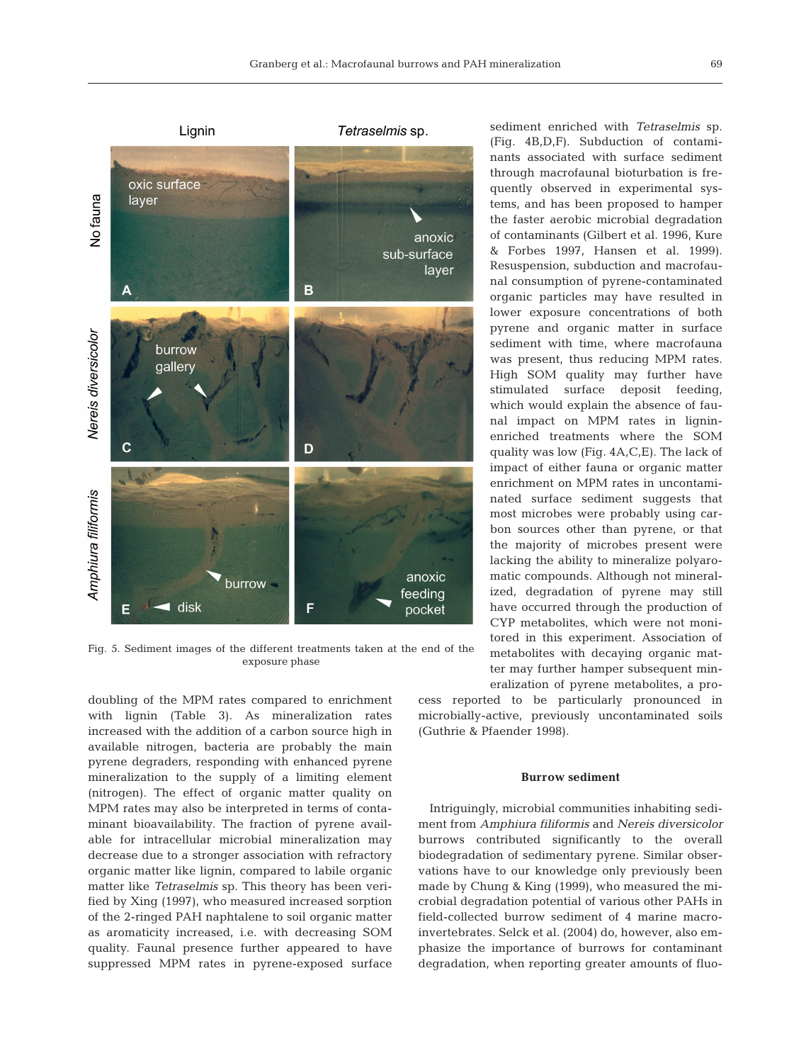Fig. 5. Sediment images of the different treatments taken at the end of the exposure phase

sediment enriched with *Tetraselmis* sp. (Fig. 4B,D,F). Subduction of contaminants associated with surface sediment through macrofaunal bioturbation is frequently observed in experimental systems, and has been proposed to hamper the faster aerobic microbial degradation of contaminants (Gilbert et al. 1996, Kure & Forbes 1997, Hansen et al. 1999). Resuspension, subduction and macrofaunal consumption of pyrene-contaminated organic particles may have resulted in lower exposure concentrations of both pyrene and organic matter in surface sediment with time, where macrofauna was present, thus reducing MPM rates. High SOM quality may further have stimulated surface deposit feeding, which would explain the absence of faunal impact on MPM rates in lignin-enriched treatments where the SOM quality was low (Fig. 4A,C,E). The lack of impact of either fauna or organic matter enrichment on MPM rates in uncontaminated surface sediment suggests that most microbes were probably using carbon sources other than pyrene, or that the majority of microbes present were lacking the ability to mineralize polyaromatic compounds. Although not mineralized, degradation of pyrene may still have occurred through the production of CYP metabolites, which were not monitored in this experiment. Association of metabolites with decaying organic matter may further hamper subsequent mineralization of pyrene metabolites, a process reported to be particularly pronounced in microbially-active, previously uncontaminated soils (Guthrie & Pfaender 1998).

doubling of the MPM rates compared to enrichment with lignin (Table 3). As mineralization rates increased with the addition of a carbon source high in available nitrogen, bacteria are probably the main pyrene degraders, responding with enhanced pyrene mineralization to the supply of a limiting element (nitrogen). The effect of organic matter quality on MPM rates may also be interpreted in terms of contaminant bioavailability. The fraction of pyrene available for intracellular microbial mineralization may decrease due to a stronger association with refractory organic matter like lignin, compared to labile organic matter like *Tetraselmis* sp. This theory has been verified by Xing (1997), who measured increased sorption of the 2-ringed PAH naphtalene to soil organic matter as aromaticity increased, i.e. with decreasing SOM quality. Faunal presence further appeared to have suppressed MPM rates in pyrene-exposed surface

### Burrow sediment

Intriguingly, microbial communities inhabiting sediment from *Amphiura filiformis* and *Nereis diversicolor* burrows contributed significantly to the overall biodegradation of sedimentary pyrene. Similar observations have to our knowledge only previously been made by Chung & King (1999), who measured the microbial degradation potential of various other PAHs in field-collected burrow sediment of 4 marine macroinvertebrates. Selck et al. (2004) do, however, also emphasize the importance of burrows for contaminant degradation, when reporting greater amounts of fluo-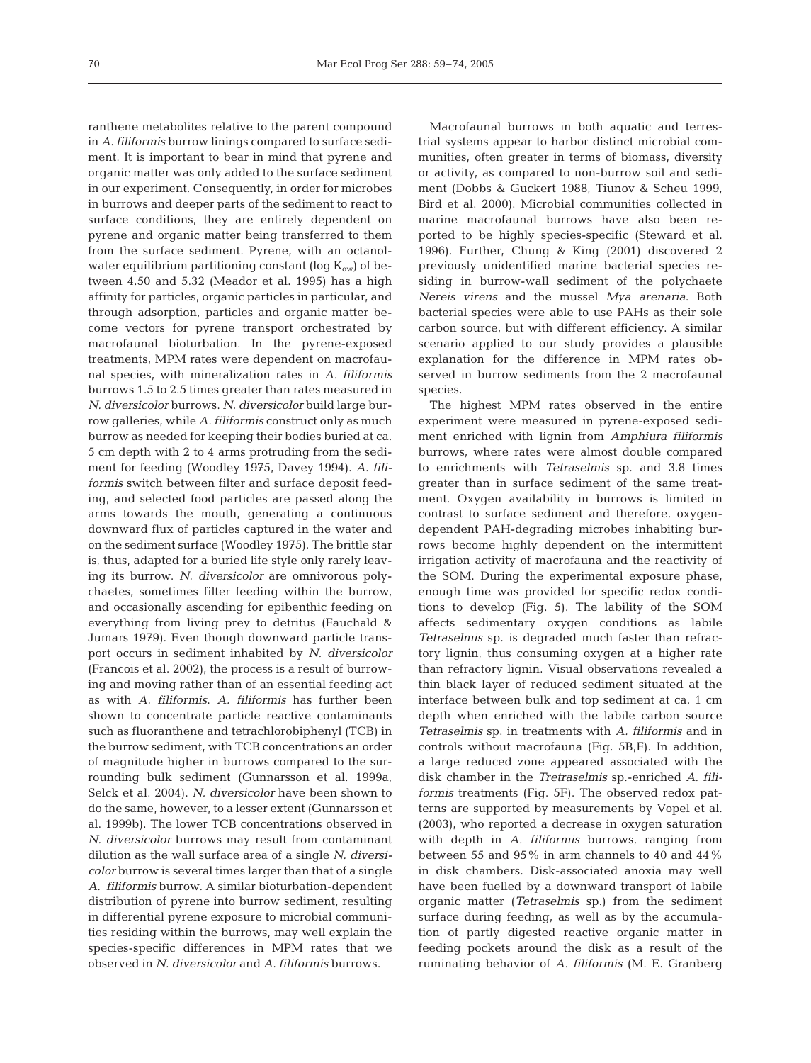ranthene metabolites relative to the parent compound in *A. filiformis* burrow linings compared to surface sediment. It is important to bear in mind that pyrene and organic matter was only added to the surface sediment in our experiment. Consequently, in order for microbes in burrows and deeper parts of the sediment to react to surface conditions, they are entirely dependent on pyrene and organic matter being transferred to them from the surface sediment. Pyrene, with an octanol-water equilibrium partitioning constant ($\log K_{ow}$) of between 4.50 and 5.32 (Meador et al. 1995) has a high affinity for particles, organic particles in particular, and through adsorption, particles and organic matter become vectors for pyrene transport orchestrated by macrofaunal bioturbation. In the pyrene-exposed treatments, MPM rates were dependent on macrofaunal species, with mineralization rates in *A. filiformis* burrows 1.5 to 2.5 times greater than rates measured in *N. diversicolor* burrows. *N. diversicolor* build large burrow galleries, while *A. filiformis* construct only as much burrow as needed for keeping their bodies buried at ca. 5 cm depth with 2 to 4 arms protruding from the sediment for feeding (Woodley 1975, Davey 1994). *A. filiformis* switch between filter and surface deposit feeding, and selected food particles are passed along the arms towards the mouth, generating a continuous downward flux of particles captured in the water and on the sediment surface (Woodley 1975). The brittle star is, thus, adapted for a buried life style only rarely leaving its burrow. *N. diversicolor* are omnivorous polychaetes, sometimes filter feeding within the burrow, and occasionally ascending for epibenthic feeding on everything from living prey to detritus (Fauchald & Jumars 1979). Even though downward particle transport occurs in sediment inhabited by *N. diversicolor* (Francois et al. 2002), the process is a result of burrowing and moving rather than of an essential feeding act as with *A. filiformis*. *A. filiformis* has further been shown to concentrate particle reactive contaminants such as fluoranthene and tetrachlorobiphenyl (TCB) in the burrow sediment, with TCB concentrations an order of magnitude higher in burrows compared to the surrounding bulk sediment (Gunnarsson et al. 1999a, Selck et al. 2004). *N. diversicolor* have been shown to do the same, however, to a lesser extent (Gunnarsson et al. 1999b). The lower TCB concentrations observed in *N. diversicolor* burrows may result from contaminant dilution as the wall surface area of a single *N. diversicolor* burrow is several times larger than that of a single *A. filiformis* burrow. A similar bioturbation-dependent distribution of pyrene into burrow sediment, resulting in differential pyrene exposure to microbial communities residing within the burrows, may well explain the species-specific differences in MPM rates that we observed in *N. diversicolor* and *A. filiformis* burrows.

Macrofaunal burrows in both aquatic and terrestrial systems appear to harbor distinct microbial communities, often greater in terms of biomass, diversity or activity, as compared to non-burrow soil and sediment (Dobbs & Guckert 1988, Tiunov & Scheu 1999, Bird et al. 2000). Microbial communities collected in marine macrofaunal burrows have also been reported to be highly species-specific (Steward et al. 1996). Further, Chung & King (2001) discovered 2 previously unidentified marine bacterial species residing in burrow-wall sediment of the polychaete *Nereis virens* and the mussel *Mya arenaria*. Both bacterial species were able to use PAHs as their sole carbon source, but with different efficiency. A similar scenario applied to our study provides a plausible explanation for the difference in MPM rates observed in burrow sediments from the 2 macrofaunal species.

The highest MPM rates observed in the entire experiment were measured in pyrene-exposed sediment enriched with lignin from *Amphiura filiformis* burrows, where rates were almost double compared to enrichments with *Tetraselmis* sp. and 3.8 times greater than in surface sediment of the same treatment. Oxygen availability in burrows is limited in contrast to surface sediment and therefore, oxygen-dependent PAH-degrading microbes inhabiting burrows become highly dependent on the intermittent irrigation activity of macrofauna and the reactivity of the SOM. During the experimental exposure phase, enough time was provided for specific redox conditions to develop (Fig. 5). The lability of the SOM affects sedimentary oxygen conditions as labile *Tetraselmis* sp. is degraded much faster than refractory lignin, thus consuming oxygen at a higher rate than refractory lignin. Visual observations revealed a thin black layer of reduced sediment situated at the interface between bulk and top sediment at ca. 1 cm depth when enriched with the labile carbon source *Tetraselmis* sp. in treatments with *A. filiformis* and in controls without macrofauna (Fig. 5B,F). In addition, a large reduced zone appeared associated with the disk chamber in the *Tretraselmis* sp.-enriched *A. filiformis* treatments (Fig. 5F). The observed redox patterns are supported by measurements by Vopel et al. (2003), who reported a decrease in oxygen saturation with depth in *A. filiformis* burrows, ranging from between 55 and 95% in arm channels to 40 and 44% in disk chambers. Disk-associated anoxia may well have been fuelled by a downward transport of labile organic matter (*Tetraselmis* sp.) from the sediment surface during feeding, as well as by the accumulation of partly digested reactive organic matter in feeding pockets around the disk as a result of the ruminating behavior of *A. filiformis* (M. E. Granberg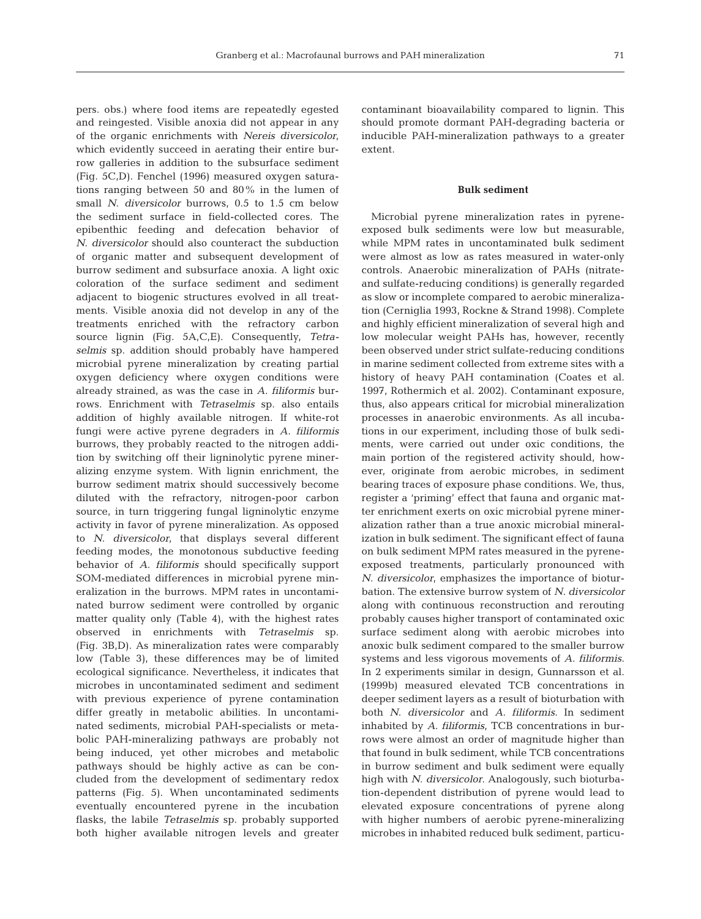pers. obs.) where food items are repeatedly egested and reingested. Visible anoxia did not appear in any of the organic enrichments with *Nereis diversicolor*, which evidently succeed in aerating their entire burrow galleries in addition to the subsurface sediment (Fig. 5C,D). Fenchel (1996) measured oxygen saturations ranging between 50 and 80% in the lumen of small *N. diversicolor* burrows, 0.5 to 1.5 cm below the sediment surface in field-collected cores. The epibenthic feeding and defecation behavior of *N. diversicolor* should also counteract the subduction of organic matter and subsequent development of burrow sediment and subsurface anoxia. A light oxic coloration of the surface sediment and sediment adjacent to biogenic structures evolved in all treatments. Visible anoxia did not develop in any of the treatments enriched with the refractory carbon source lignin (Fig. 5A,C,E). Consequently, *Tetraselmis* sp. addition should probably have hampered microbial pyrene mineralization by creating partial oxygen deficiency where oxygen conditions were already strained, as was the case in *A. filiformis* burrows. Enrichment with *Tetraselmis* sp. also entails addition of highly available nitrogen. If white-rot fungi were active pyrene degraders in *A. filiformis* burrows, they probably reacted to the nitrogen addition by switching off their ligninolytic pyrene mineralizing enzyme system. With lignin enrichment, the burrow sediment matrix should successively become diluted with the refractory, nitrogen-poor carbon source, in turn triggering fungal ligninolytic enzyme activity in favor of pyrene mineralization. As opposed to *N. diversicolor*, that displays several different feeding modes, the monotonous subductive feeding behavior of *A. filiformis* should specifically support SOM-mediated differences in microbial pyrene mineralization in the burrows. MPM rates in uncontaminated burrow sediment were controlled by organic matter quality only (Table 4), with the highest rates observed in enrichments with *Tetraselmis* sp. (Fig. 3B,D). As mineralization rates were comparably low (Table 3), these differences may be of limited ecological significance. Nevertheless, it indicates that microbes in uncontaminated sediment and sediment with previous experience of pyrene contamination differ greatly in metabolic abilities. In uncontaminated sediments, microbial PAH-specialists or metabolic PAH-mineralizing pathways are probably not being induced, yet other microbes and metabolic pathways should be highly active as can be concluded from the development of sedimentary redox patterns (Fig. 5). When uncontaminated sediments eventually encountered pyrene in the incubation flasks, the labile *Tetraselmis* sp. probably supported both higher available nitrogen levels and greater contaminant bioavailability compared to lignin. This should promote dormant PAH-degrading bacteria or inducible PAH-mineralization pathways to a greater extent.

**Bulk sediment**

Microbial pyrene mineralization rates in pyrene-exposed bulk sediments were low but measurable, while MPM rates in uncontaminated bulk sediment were almost as low as rates measured in water-only controls. Anaerobic mineralization of PAHs (nitrate- and sulfate-reducing conditions) is generally regarded as slow or incomplete compared to aerobic mineralization (Cerniglia 1993, Rockne & Strand 1998). Complete and highly efficient mineralization of several high and low molecular weight PAHs has, however, recently been observed under strict sulfate-reducing conditions in marine sediment collected from extreme sites with a history of heavy PAH contamination (Coates et al. 1997, Rothermich et al. 2002). Contaminant exposure, thus, also appears critical for microbial mineralization processes in anaerobic environments. As all incubations in our experiment, including those of bulk sediments, were carried out under oxic conditions, the main portion of the registered activity should, however, originate from aerobic microbes, in sediment bearing traces of exposure phase conditions. We, thus, register a 'priming' effect that fauna and organic matter enrichment exerts on oxic microbial pyrene mineralization rather than a true anoxic microbial mineralization in bulk sediment. The significant effect of fauna on bulk sediment MPM rates measured in the pyrene-exposed treatments, particularly pronounced with *N. diversicolor*, emphasizes the importance of bioturbation. The extensive burrow system of *N. diversicolor* along with continuous reconstruction and rerouting probably causes higher transport of contaminated oxic surface sediment along with aerobic microbes into anoxic bulk sediment compared to the smaller burrow systems and less vigorous movements of *A. filiformis*. In 2 experiments similar in design, Gunnarsson et al. (1999b) measured elevated TCB concentrations in deeper sediment layers as a result of bioturbation with both *N. diversicolor* and *A. filiformis*. In sediment inhabited by *A. filiformis*, TCB concentrations in burrows were almost an order of magnitude higher than that found in bulk sediment, while TCB concentrations in burrow sediment and bulk sediment were equally high with *N. diversicolor*. Analogously, such bioturbation-dependent distribution of pyrene would lead to elevated exposure concentrations of pyrene along with higher numbers of aerobic pyrene-mineralizing microbes in inhabited reduced bulk sediment, particu-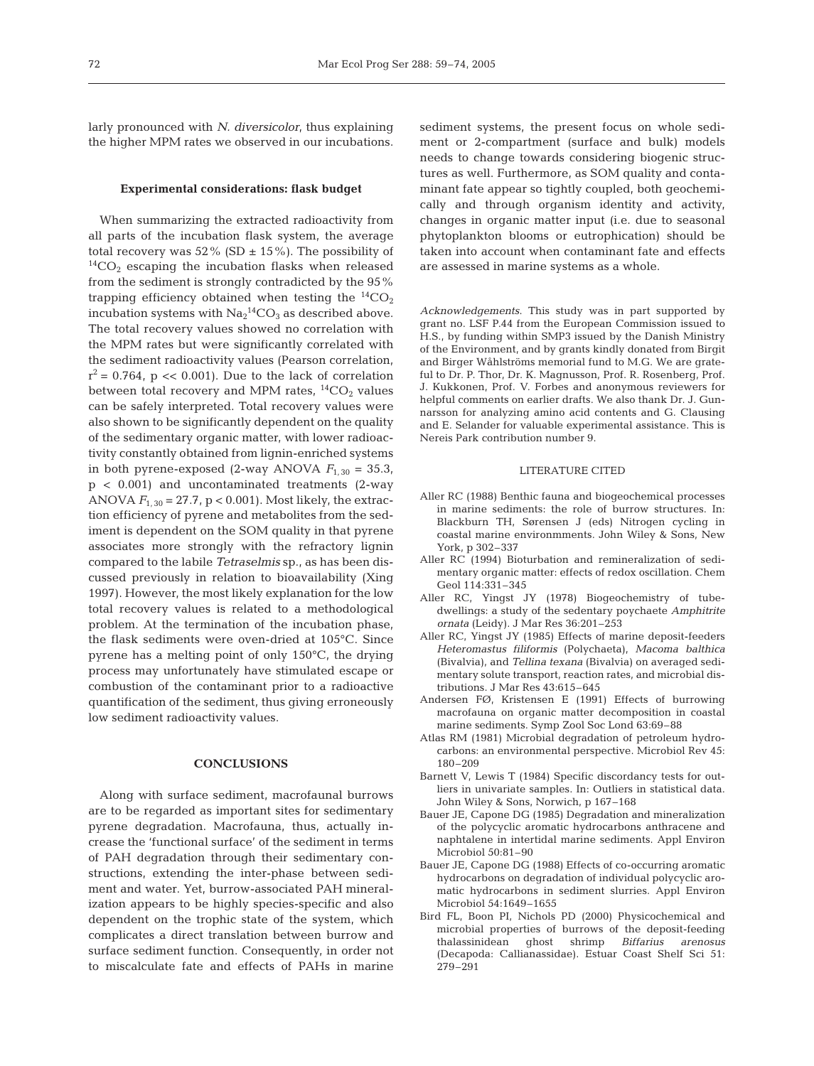larly pronounced with *N. diversicolor*, thus explaining the higher MPM rates we observed in our incubations.

#### Experimental considerations: flask budget

When summarizing the extracted radioactivity from all parts of the incubation flask system, the average total recovery was 52% (SD ± 15%). The possibility of $^{14}CO_2$ escaping the incubation flasks when released from the sediment is strongly contradicted by the 95% trapping efficiency obtained when testing the $^{14}CO_2$ incubation systems with $Na_2{}^{14}CO_3$ as described above. The total recovery values showed no correlation with the MPM rates but were significantly correlated with the sediment radioactivity values (Pearson correlation, $r^2 = 0.764$, $p << 0.001$). Due to the lack of correlation between total recovery and MPM rates, $^{14}CO_2$ values can be safely interpreted. Total recovery values were also shown to be significantly dependent on the quality of the sedimentary organic matter, with lower radioactivity constantly obtained from lignin-enriched systems in both pyrene-exposed (2-way ANOVA $F_{1,30} = 35.3$, $p < 0.001$) and uncontaminated treatments (2-way ANOVA $F_{1,30} = 27.7$, $p < 0.001$). Most likely, the extraction efficiency of pyrene and metabolites from the sediment is dependent on the SOM quality in that pyrene associates more strongly with the refractory lignin compared to the labile *Tetraselmis* sp., as has been discussed previously in relation to bioavailability (Xing 1997). However, the most likely explanation for the low total recovery values is related to a methodological problem. At the termination of the incubation phase, the flask sediments were oven-dried at 105°C. Since pyrene has a melting point of only 150°C, the drying process may unfortunately have stimulated escape or combustion of the contaminant prior to a radioactive quantification of the sediment, thus giving erroneously low sediment radioactivity values.

## CONCLUSIONS

Along with surface sediment, macrofaunal burrows are to be regarded as important sites for sedimentary pyrene degradation. Macrofauna, thus, actually increase the 'functional surface' of the sediment in terms of PAH degradation through their sedimentary constructions, extending the inter-phase between sediment and water. Yet, burrow-associated PAH mineralization appears to be highly species-specific and also dependent on the trophic state of the system, which complicates a direct translation between burrow and surface sediment function. Consequently, in order not to miscalculate fate and effects of PAHs in marine sediment systems, the present focus on whole sediment or 2-compartment (surface and bulk) models needs to change towards considering biogenic structures as well. Furthermore, as SOM quality and contaminant fate appear so tightly coupled, both geochemically and through organism identity and activity, changes in organic matter input (i.e. due to seasonal phytoplankton blooms or eutrophication) should be taken into account when contaminant fate and effects are assessed in marine systems as a whole.

*Acknowledgements*. This study was in part supported by grant no. LSF P.44 from the European Commission issued to H.S., by funding within SMP3 issued by the Danish Ministry of the Environment, and by grants kindly donated from Birgit and Birger Wåhlströms memorial fund to M.G. We are grateful to Dr. P. Thor, Dr. K. Magnusson, Prof. R. Rosenberg, Prof. J. Kukkonen, Prof. V. Forbes and anonymous reviewers for helpful comments on earlier drafts. We also thank Dr. J. Gunnarsson for analyzing amino acid contents and G. Clausing and E. Selander for valuable experimental assistance. This is Nereis Park contribution number 9.

## LITERATURE CITED

- Aller RC (1988) Benthic fauna and biogeochemical processes in marine sediments: the role of burrow structures. In: Blackburn TH, Sørensen J (eds) Nitrogen cycling in coastal marine environmments. John Wiley & Sons, New York, p 302–337
- Aller RC (1994) Bioturbation and remineralization of sedimentary organic matter: effects of redox oscillation. Chem Geol 114:331–345
- Aller RC, Yingst JY (1978) Biogeochemistry of tube-dwellings: a study of the sedentary poychaete *Amphitrite ornata* (Leidy). J Mar Res 36:201–253
- Aller RC, Yingst JY (1985) Effects of marine deposit-feeders *Heteromastus filiformis* (Polychaeta), *Macoma balthica* (Bivalvia), and *Tellina texana* (Bivalvia) on averaged sedimentary solute transport, reaction rates, and microbial distributions. J Mar Res 43:615–645
- Andersen FØ, Kristensen E (1991) Effects of burrowing macrofauna on organic matter decomposition in coastal marine sediments. Symp Zool Soc Lond 63:69–88
- Atlas RM (1981) Microbial degradation of petroleum hydrocarbons: an environmental perspective. Microbiol Rev 45: 180–209
- Barnett V, Lewis T (1984) Specific discordancy tests for outliers in univariate samples. In: Outliers in statistical data. John Wiley & Sons, Norwich, p 167–168
- Bauer JE, Capone DG (1985) Degradation and mineralization of the polycyclic aromatic hydrocarbons anthracene and naphtalene in intertidal marine sediments. Appl Environ Microbiol 50:81–90
- Bauer JE, Capone DG (1988) Effects of co-occurring aromatic hydrocarbons on degradation of individual polycyclic aromatic hydrocarbons in sediment slurries. Appl Environ Microbiol 54:1649–1655
- Bird FL, Boon PI, Nichols PD (2000) Physicochemical and microbial properties of burrows of the deposit-feeding thalassinidean ghost shrimp *Biffarius arenosus* (Decapoda: Callianassidae). Estuar Coast Shelf Sci 51: 279–291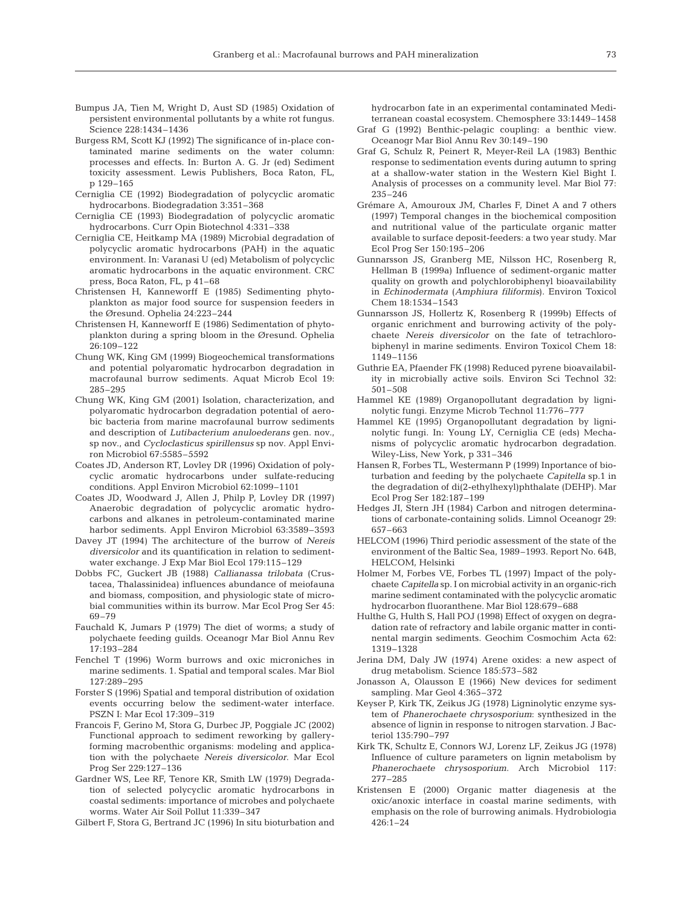Bumpus JA, Tien M, Wright D, Aust SD (1985) Oxidation of persistent environmental pollutants by a white rot fungus. Science 228:1434–1436

Burgess RM, Scott KJ (1992) The significance of in-place contaminated marine sediments on the water column: processes and effects. In: Burton A. G. Jr (ed) Sediment toxicity assessment. Lewis Publishers, Boca Raton, FL, p 129–165

Cerniglia CE (1992) Biodegradation of polycyclic aromatic hydrocarbons. Biodegradation 3:351–368

Cerniglia CE (1993) Biodegradation of polycyclic aromatic hydrocarbons. Curr Opin Biotechnol 4:331–338

Cerniglia CE, Heitkamp MA (1989) Microbial degradation of polycyclic aromatic hydrocarbons (PAH) in the aquatic environment. In: Varanasi U (ed) Metabolism of polycyclic aromatic hydrocarbons in the aquatic environment. CRC press, Boca Raton, FL, p 41–68

Christensen H, Kanneworff E (1985) Sedimenting phytoplankton as major food source for suspension feeders in the Øresund. Ophelia 24:223–244

Christensen H, Kanneworff E (1986) Sedimentation of phytoplankton during a spring bloom in the Øresund. Ophelia 26:109–122

Chung WK, King GM (1999) Biogeochemical transformations and potential polyaromatic hydrocarbon degradation in macrofaunal burrow sediments. Aquat Microb Ecol 19: 285–295

Chung WK, King GM (2001) Isolation, characterization, and polyaromatic hydrocarbon degradation potential of aerobic bacteria from marine macrofaunal burrow sediments and description of *Lutibacterium anuloederans* gen. nov., sp nov., and *Cycloclasticus spirillensus* sp nov. Appl Environ Microbiol 67:5585–5592

Coates JD, Anderson RT, Lovley DR (1996) Oxidation of polycyclic aromatic hydrocarbons under sulfate-reducing conditions. Appl Environ Microbiol 62:1099–1101

Coates JD, Woodward J, Allen J, Philp P, Lovley DR (1997) Anaerobic degradation of polycyclic aromatic hydrocarbons and alkanes in petroleum-contaminated marine harbor sediments. Appl Environ Microbiol 63:3589–3593

Davey JT (1994) The architecture of the burrow of *Nereis diversicolor* and its quantification in relation to sediment-water exchange. J Exp Mar Biol Ecol 179:115–129

Dobbs FC, Guckert JB (1988) *Callianassa trilobata* (Crustacea, Thalassinidea) influences abundance of meiofauna and biomass, composition, and physiologic state of microbial communities within its burrow. Mar Ecol Prog Ser 45: 69–79

Fauchald K, Jumars P (1979) The diet of worms; a study of polychaete feeding guilds. Oceanogr Mar Biol Annu Rev 17:193–284

Fenchel T (1996) Worm burrows and oxic microniches in marine sediments. 1. Spatial and temporal scales. Mar Biol 127:289–295

Forster S (1996) Spatial and temporal distribution of oxidation events occurring below the sediment-water interface. PSZN I: Mar Ecol 17:309–319

Francois F, Gerino M, Stora G, Durbec JP, Poggiale JC (2002) Functional approach to sediment reworking by gallery-forming macrobenthic organisms: modeling and application with the polychaete *Nereis diversicolor*. Mar Ecol Prog Ser 229:127–136

Gardner WS, Lee RF, Tenore KR, Smith LW (1979) Degradation of selected polycyclic aromatic hydrocarbons in coastal sediments: importance of microbes and polychaete worms. Water Air Soil Pollut 11:339–347

Gilbert F, Stora G, Bertrand JC (1996) In situ bioturbation and hydrocarbon fate in an experimental contaminated Mediterranean coastal ecosystem. Chemosphere 33:1449–1458

Graf G (1992) Benthic-pelagic coupling: a benthic view. Oceanogr Mar Biol Annu Rev 30:149–190

Graf G, Schulz R, Peinert R, Meyer-Reil LA (1983) Benthic response to sedimentation events during autumn to spring at a shallow-water station in the Western Kiel Bight I. Analysis of processes on a community level. Mar Biol 77: 235–246

Grémare A, Amouroux JM, Charles F, Dinet A and 7 others (1997) Temporal changes in the biochemical composition and nutritional value of the particulate organic matter available to surface deposit-feeders: a two year study. Mar Ecol Prog Ser 150:195–206

Gunnarsson JS, Granberg ME, Nilsson HC, Rosenberg R, Hellman B (1999a) Influence of sediment-organic matter quality on growth and polychlorobiphenyl bioavailability in *Echinodermata* (*Amphiura filiformis*). Environ Toxicol Chem 18:1534–1543

Gunnarsson JS, Hollertz K, Rosenberg R (1999b) Effects of organic enrichment and burrowing activity of the polychaete *Nereis diversicolor* on the fate of tetrachlorobiphenyl in marine sediments. Environ Toxicol Chem 18: 1149–1156

Guthrie EA, Pfaender FK (1998) Reduced pyrene bioavailability in microbially active soils. Environ Sci Technol 32: 501–508

Hammel KE (1989) Organopollutant degradation by ligninolytic fungi. Enzyme Microb Technol 11:776–777

Hammel KE (1995) Organopollutant degradation by ligninolytic fungi. In: Young LY, Cerniglia CE (eds) Mechanisms of polycyclic aromatic hydrocarbon degradation. Wiley-Liss, New York, p 331–346

Hansen R, Forbes TL, Westermann P (1999) Inportance of bioturbation and feeding by the polychaete *Capitella* sp.1 in the degradation of di(2-ethylhexyl)phthalate (DEHP). Mar Ecol Prog Ser 182:187–199

Hedges JI, Stern JH (1984) Carbon and nitrogen determinations of carbonate-containing solids. Limnol Oceanogr 29: 657–663

HELCOM (1996) Third periodic assessment of the state of the environment of the Baltic Sea, 1989–1993. Report No. 64B, HELCOM, Helsinki

Holmer M, Forbes VE, Forbes TL (1997) Impact of the polychaete *Capitella* sp. I on microbial activity in an organic-rich marine sediment contaminated with the polycyclic aromatic hydrocarbon fluoranthene. Mar Biol 128:679–688

Hulthe G, Hulth S, Hall POJ (1998) Effect of oxygen on degradation rate of refractory and labile organic matter in continental margin sediments. Geochim Cosmochim Acta 62: 1319–1328

Jerina DM, Daly JW (1974) Arene oxides: a new aspect of drug metabolism. Science 185:573–582

Jonasson A, Olausson E (1966) New devices for sediment sampling. Mar Geol 4:365–372

Keyser P, Kirk TK, Zeikus JG (1978) Ligninolytic enzyme system of *Phanerochaete chrysosporium*: synthesized in the absence of lignin in response to nitrogen starvation. J Bacteriol 135:790–797

Kirk TK, Schultz E, Connors WJ, Lorenz LF, Zeikus JG (1978) Influence of culture parameters on lignin metabolism by *Phanerochaete chrysosporium*. Arch Microbiol 117: 277–285

Kristensen E (2000) Organic matter diagenesis at the oxic/anoxic interface in coastal marine sediments, with emphasis on the role of burrowing animals. Hydrobiologia 426:1–24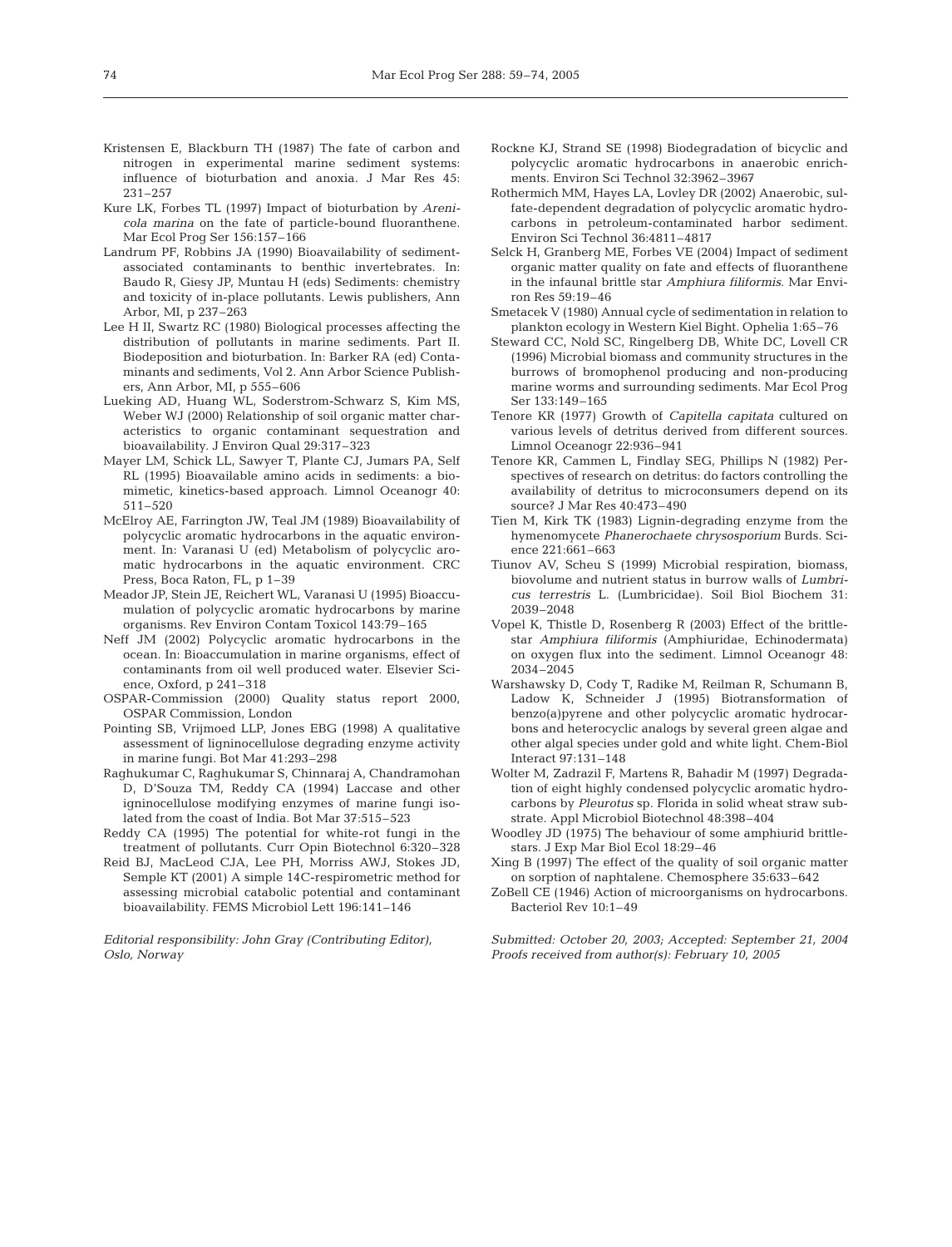Kristensen E, Blackburn TH (1987) The fate of carbon and nitrogen in experimental marine sediment systems: influence of bioturbation and anoxia. J Mar Res 45: 231–257

Kure LK, Forbes TL (1997) Impact of bioturbation by *Arenicola marina* on the fate of particle-bound fluoranthene. Mar Ecol Prog Ser 156:157–166

Landrum PF, Robbins JA (1990) Bioavailability of sediment-associated contaminants to benthic invertebrates. In: Baudo R, Giesy JP, Muntau H (eds) Sediments: chemistry and toxicity of in-place pollutants. Lewis publishers, Ann Arbor, MI, p 237–263

Lee H II, Swartz RC (1980) Biological processes affecting the distribution of pollutants in marine sediments. Part II. Biodeposition and bioturbation. In: Barker RA (ed) Contaminants and sediments, Vol 2. Ann Arbor Science Publishers, Ann Arbor, MI, p 555–606

Lueking AD, Huang WL, Soderstrom-Schwarz S, Kim MS, Weber WJ (2000) Relationship of soil organic matter characteristics to organic contaminant sequestration and bioavailability. J Environ Qual 29:317–323

Mayer LM, Schick LL, Sawyer T, Plante CJ, Jumars PA, Self RL (1995) Bioavailable amino acids in sediments: a biomimetic, kinetics-based approach. Limnol Oceanogr 40: 511–520

McElroy AE, Farrington JW, Teal JM (1989) Bioavailability of polycyclic aromatic hydrocarbons in the aquatic environment. In: Varanasi U (ed) Metabolism of polycyclic aromatic hydrocarbons in the aquatic environment. CRC Press, Boca Raton, FL, p 1–39

Meador JP, Stein JE, Reichert WL, Varanasi U (1995) Bioaccumulation of polycyclic aromatic hydrocarbons by marine organisms. Rev Environ Contam Toxicol 143:79–165

Neff JM (2002) Polycyclic aromatic hydrocarbons in the ocean. In: Bioaccumulation in marine organisms, effect of contaminants from oil well produced water. Elsevier Science, Oxford, p 241–318

OSPAR-Commission (2000) Quality status report 2000, OSPAR Commission, London

Pointing SB, Vrijmoed LLP, Jones EBG (1998) A qualitative assessment of ligninocellulose degrading enzyme activity in marine fungi. Bot Mar 41:293–298

Raghukumar C, Raghukumar S, Chinnaraj A, Chandramohan D, D'Souza TM, Reddy CA (1994) Laccase and other igninocellulose modifying enzymes of marine fungi isolated from the coast of India. Bot Mar 37:515–523

Reddy CA (1995) The potential for white-rot fungi in the treatment of pollutants. Curr Opin Biotechnol 6:320–328

Reid BJ, MacLeod CJA, Lee PH, Morriss AWJ, Stokes JD, Semple KT (2001) A simple 14C-respirometric method for assessing microbial catabolic potential and contaminant bioavailability. FEMS Microbiol Lett 196:141–146

Rockne KJ, Strand SE (1998) Biodegradation of bicyclic and polycyclic aromatic hydrocarbons in anaerobic enrichments. Environ Sci Technol 32:3962–3967

Rothermich MM, Hayes LA, Lovley DR (2002) Anaerobic, sulfate-dependent degradation of polycyclic aromatic hydrocarbons in petroleum-contaminated harbor sediment. Environ Sci Technol 36:4811–4817

Selck H, Granberg ME, Forbes VE (2004) Impact of sediment organic matter quality on fate and effects of fluoranthene in the infaunal brittle star *Amphiura filiformis*. Mar Environ Res 59:19–46

Smetacek V (1980) Annual cycle of sedimentation in relation to plankton ecology in Western Kiel Bight. Ophelia 1:65–76

Steward CC, Nold SC, Ringelberg DB, White DC, Lovell CR (1996) Microbial biomass and community structures in the burrows of bromophenol producing and non-producing marine worms and surrounding sediments. Mar Ecol Prog Ser 133:149–165

Tenore KR (1977) Growth of *Capitella capitata* cultured on various levels of detritus derived from different sources. Limnol Oceanogr 22:936–941

Tenore KR, Cammen L, Findlay SEG, Phillips N (1982) Perspectives of research on detritus: do factors controlling the availability of detritus to microconsumers depend on its source? J Mar Res 40:473–490

Tien M, Kirk TK (1983) Lignin-degrading enzyme from the hymenomycete *Phanerochaete chrysosporium* Burds. Science 221:661–663

Tiunov AV, Scheu S (1999) Microbial respiration, biomass, biovolume and nutrient status in burrow walls of *Lumbricus terrestris* L. (Lumbricidae). Soil Biol Biochem 31: 2039–2048

Vopel K, Thistle D, Rosenberg R (2003) Effect of the brittlestar *Amphiura filiformis* (Amphiuridae, Echinodermata) on oxygen flux into the sediment. Limnol Oceanogr 48: 2034–2045

Warshawsky D, Cody T, Radike M, Reilman R, Schumann B, Ladow K, Schneider J (1995) Biotransformation of benzo(a)pyrene and other polycyclic aromatic hydrocarbons and heterocyclic analogs by several green algae and other algal species under gold and white light. Chem-Biol Interact 97:131–148

Wolter M, Zadrazil F, Martens R, Bahadir M (1997) Degradation of eight highly condensed polycyclic aromatic hydrocarbons by *Pleurotus* sp. Florida in solid wheat straw substrate. Appl Microbiol Biotechnol 48:398–404

Woodley JD (1975) The behaviour of some amphiurid brittlestars. J Exp Mar Biol Ecol 18:29–46

Xing B (1997) The effect of the quality of soil organic matter on sorption of naphtalene. Chemosphere 35:633–642

ZoBell CE (1946) Action of microorganisms on hydrocarbons. Bacteriol Rev 10:1–49

*Editorial responsibility: John Gray (Contributing Editor), Oslo, Norway*

*Submitted: October 20, 2003; Accepted: September 21, 2004*
*Proofs received from author(s): February 10, 2005*